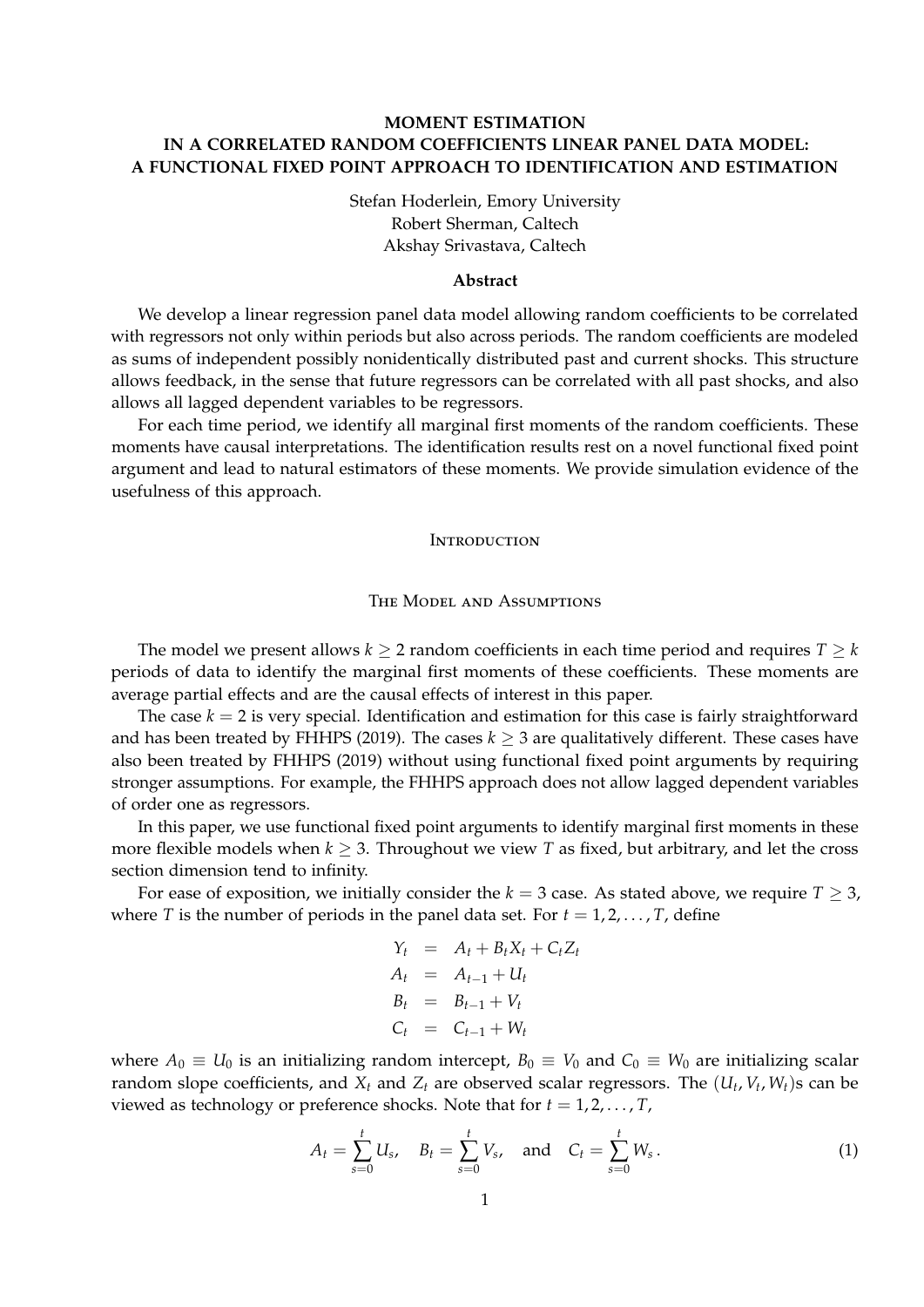# MOMENT ESTIMATION IN A CORRELATED RANDOM COEFFICIENTS LINEAR PANEL DATA MODEL: A FUNCTIONAL FIXED POINT APPROACH TO IDENTIFICATION AND ESTIMATION

Stefan Hoderlein, Emory University
Robert Sherman, Caltech
Akshay Srivastava, Caltech

**Abstract**

We develop a linear regression panel data model allowing random coefficients to be correlated with regressors not only within periods but also across periods. The random coefficients are modeled as sums of independent possibly nonidentically distributed past and current shocks. This structure allows feedback, in the sense that future regressors can be correlated with all past shocks, and also allows all lagged dependent variables to be regressors.

For each time period, we identify all marginal first moments of the random coefficients. These moments have causal interpretations. The identification results rest on a novel functional fixed point argument and lead to natural estimators of these moments. We provide simulation evidence of the usefulness of this approach.

## Introduction

## The Model and Assumptions

The model we present allows $k \geq 2$ random coefficients in each time period and requires $T \geq k$ periods of data to identify the marginal first moments of these coefficients. These moments are average partial effects and are the causal effects of interest in this paper.

The case $k = 2$ is very special. Identification and estimation for this case is fairly straightforward and has been treated by FHHPS (2019). The cases $k \geq 3$ are qualitatively different. These cases have also been treated by FHHPS (2019) without using functional fixed point arguments by requiring stronger assumptions. For example, the FHHPS approach does not allow lagged dependent variables of order one as regressors.

In this paper, we use functional fixed point arguments to identify marginal first moments in these more flexible models when $k \geq 3$. Throughout we view $T$ as fixed, but arbitrary, and let the cross section dimension tend to infinity.

For ease of exposition, we initially consider the $k = 3$ case. As stated above, we require $T \geq 3$, where $T$ is the number of periods in the panel data set. For $t = 1, 2, \ldots, T$, define

$$
\begin{aligned}
Y_t &= A_t + B_t X_t + C_t Z_t \\
A_t &= A_{t-1} + U_t \\
B_t &= B_{t-1} + V_t \\
C_t &= C_{t-1} + W_t
\end{aligned}
$$

where $A_0 \equiv U_0$ is an initializing random intercept, $B_0 \equiv V_0$ and $C_0 \equiv W_0$ are initializing scalar random slope coefficients, and $X_t$ and $Z_t$ are observed scalar regressors. The $(U_t, V_t, W_t)$s can be viewed as technology or preference shocks. Note that for $t = 1, 2, \ldots, T$,

$$
A_t = \sum_{s=0}^{t} U_s, \quad B_t = \sum_{s=0}^{t} V_s, \quad \text{and} \quad C_t = \sum_{s=0}^{t} W_s \,. \tag{1}
$$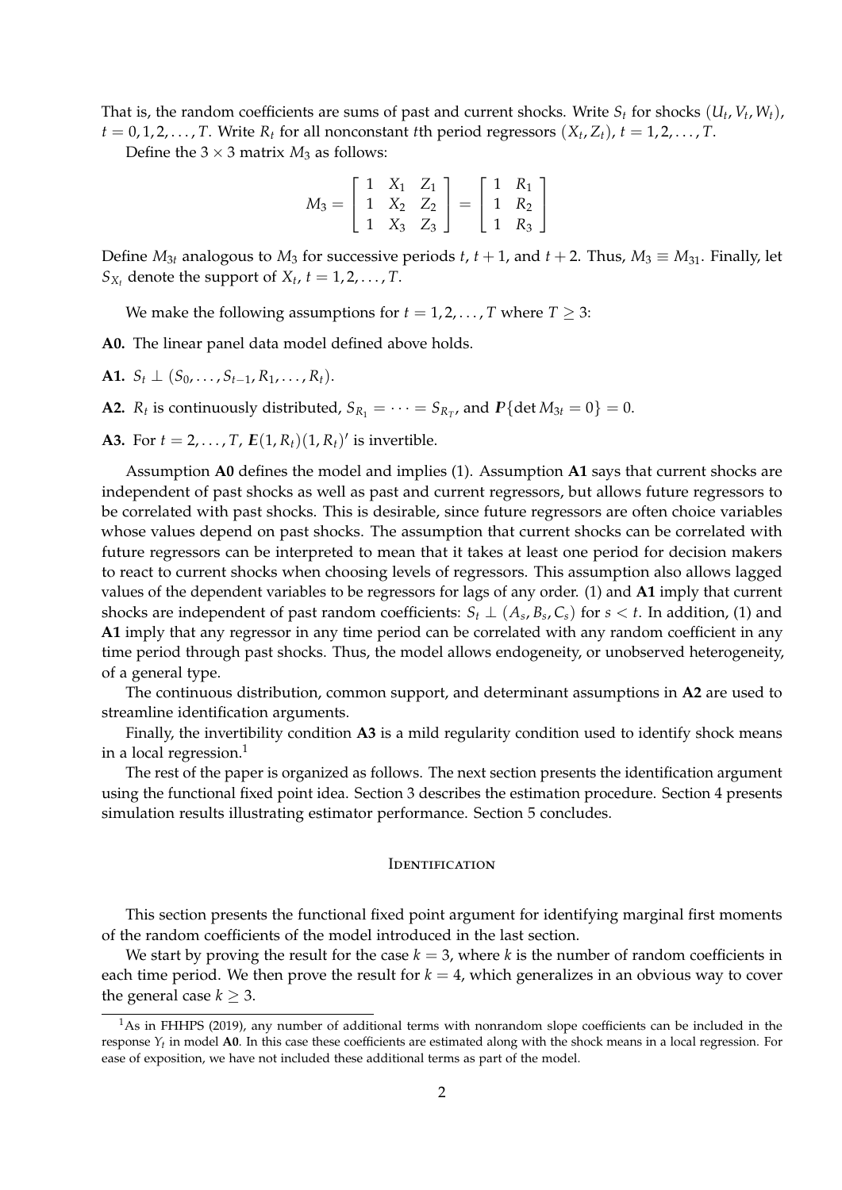That is, the random coefficients are sums of past and current shocks. Write $S_t$ for shocks $(U_t, V_t, W_t)$, $t = 0, 1, 2, \dots, T$. Write $R_t$ for all nonconstant $t$th period regressors $(X_t, Z_t)$, $t = 1, 2, \dots, T$.

Define the $3 \times 3$ matrix $M_3$ as follows:

$$M_3 = \begin{bmatrix} 1 & X_1 & Z_1 \\ 1 & X_2 & Z_2 \\ 1 & X_3 & Z_3 \end{bmatrix} = \begin{bmatrix} 1 & R_1 \\ 1 & R_2 \\ 1 & R_3 \end{bmatrix}$$

Define $M_{3t}$ analogous to $M_3$ for successive periods $t$, $t+1$, and $t+2$. Thus, $M_3 \equiv M_{31}$. Finally, let $S_{X_t}$ denote the support of $X_t$, $t = 1, 2, \dots, T$.

We make the following assumptions for $t = 1, 2, \dots, T$ where $T \geq 3$:

**A0.** The linear panel data model defined above holds.

**A1.** $S_t \perp (S_0, \dots, S_{t-1}, R_1, \dots, R_t)$.

**A2.** $R_t$ is continuously distributed, $S_{R_1} = \cdots = S_{R_T}$, and $\boldsymbol{P}\{\det M_{3t} = 0\} = 0$.

**A3.** For $t = 2, \dots, T$, $\boldsymbol{E}(1, R_t)(1, R_t)'$ is invertible.

Assumption **A0** defines the model and implies (1). Assumption **A1** says that current shocks are independent of past shocks as well as past and current regressors, but allows future regressors to be correlated with past shocks. This is desirable, since future regressors are often choice variables whose values depend on past shocks. The assumption that current shocks can be correlated with future regressors can be interpreted to mean that it takes at least one period for decision makers to react to current shocks when choosing levels of regressors. This assumption also allows lagged values of the dependent variables to be regressors for lags of any order. (1) and **A1** imply that current shocks are independent of past random coefficients: $S_t \perp (A_s, B_s, C_s)$ for $s < t$. In addition, (1) and **A1** imply that any regressor in any time period can be correlated with any random coefficient in any time period through past shocks. Thus, the model allows endogeneity, or unobserved heterogeneity, of a general type.

The continuous distribution, common support, and determinant assumptions in **A2** are used to streamline identification arguments.

Finally, the invertibility condition **A3** is a mild regularity condition used to identify shock means in a local regression.[1]

The rest of the paper is organized as follows. The next section presents the identification argument using the functional fixed point idea. Section 3 describes the estimation procedure. Section 4 presents simulation results illustrating estimator performance. Section 5 concludes.

## Identification

This section presents the functional fixed point argument for identifying marginal first moments of the random coefficients of the model introduced in the last section.

We start by proving the result for the case $k = 3$, where $k$ is the number of random coefficients in each time period. We then prove the result for $k = 4$, which generalizes in an obvious way to cover the general case $k \geq 3$.

[1] As in FHHPS (2019), any number of additional terms with nonrandom slope coefficients can be included in the response $Y_t$ in model **A0**. In this case these coefficients are estimated along with the shock means in a local regression. For ease of exposition, we have not included these additional terms as part of the model.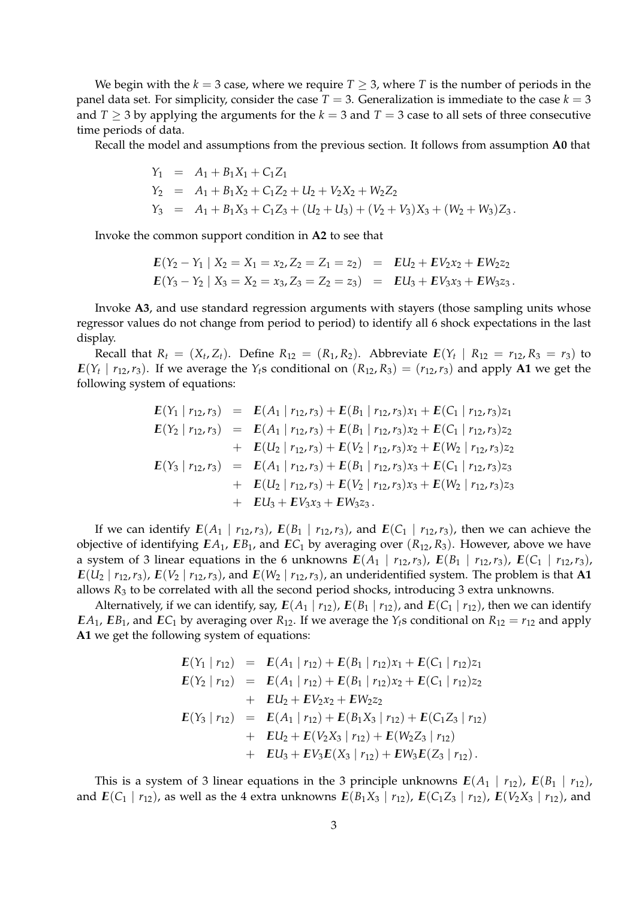We begin with the $k = 3$ case, where we require $T \geq 3$, where $T$ is the number of periods in the panel data set. For simplicity, consider the case $T = 3$. Generalization is immediate to the case $k = 3$ and $T \geq 3$ by applying the arguments for the $k = 3$ and $T = 3$ case to all sets of three consecutive time periods of data.

Recall the model and assumptions from the previous section. It follows from assumption **A0** that

$$
\begin{aligned}
Y_1 &= A_1 + B_1 X_1 + C_1 Z_1 \\
Y_2 &= A_1 + B_1 X_2 + C_1 Z_2 + U_2 + V_2 X_2 + W_2 Z_2 \\
Y_3 &= A_1 + B_1 X_3 + C_1 Z_3 + (U_2 + U_3) + (V_2 + V_3) X_3 + (W_2 + W_3) Z_3 .
\end{aligned}
$$

Invoke the common support condition in **A2** to see that

$$
\begin{aligned}
\boldsymbol{E}(Y_2 - Y_1 \mid X_2 = X_1 = x_2, Z_2 = Z_1 = z_2) &= \boldsymbol{E}U_2 + \boldsymbol{E}V_2 x_2 + \boldsymbol{E}W_2 z_2 \\
\boldsymbol{E}(Y_3 - Y_2 \mid X_3 = X_2 = x_3, Z_3 = Z_2 = z_3) &= \boldsymbol{E}U_3 + \boldsymbol{E}V_3 x_3 + \boldsymbol{E}W_3 z_3 .
\end{aligned}
$$

Invoke **A3**, and use standard regression arguments with stayers (those sampling units whose regressor values do not change from period to period) to identify all 6 shock expectations in the last display.

Recall that $R_t = (X_t, Z_t)$. Define $R_{12} = (R_1, R_2)$. Abbreviate $\boldsymbol{E}(Y_t \mid R_{12} = r_{12}, R_3 = r_3)$ to $\boldsymbol{E}(Y_t \mid r_{12}, r_3)$. If we average the $Y_t$s conditional on $(R_{12}, R_3) = (r_{12}, r_3)$ and apply **A1** we get the following system of equations:

$$
\begin{aligned}
\boldsymbol{E}(Y_1 \mid r_{12}, r_3) &= \boldsymbol{E}(A_1 \mid r_{12}, r_3) + \boldsymbol{E}(B_1 \mid r_{12}, r_3) x_1 + \boldsymbol{E}(C_1 \mid r_{12}, r_3) z_1 \\
\boldsymbol{E}(Y_2 \mid r_{12}, r_3) &= \boldsymbol{E}(A_1 \mid r_{12}, r_3) + \boldsymbol{E}(B_1 \mid r_{12}, r_3) x_2 + \boldsymbol{E}(C_1 \mid r_{12}, r_3) z_2 \\
&+ \boldsymbol{E}(U_2 \mid r_{12}, r_3) + \boldsymbol{E}(V_2 \mid r_{12}, r_3) x_2 + \boldsymbol{E}(W_2 \mid r_{12}, r_3) z_2 \\
\boldsymbol{E}(Y_3 \mid r_{12}, r_3) &= \boldsymbol{E}(A_1 \mid r_{12}, r_3) + \boldsymbol{E}(B_1 \mid r_{12}, r_3) x_3 + \boldsymbol{E}(C_1 \mid r_{12}, r_3) z_3 \\
&+ \boldsymbol{E}(U_2 \mid r_{12}, r_3) + \boldsymbol{E}(V_2 \mid r_{12}, r_3) x_3 + \boldsymbol{E}(W_2 \mid r_{12}, r_3) z_3 \\
&+ \boldsymbol{E}U_3 + \boldsymbol{E}V_3 x_3 + \boldsymbol{E}W_3 z_3 .
\end{aligned}
$$

If we can identify $\boldsymbol{E}(A_1 \mid r_{12}, r_3)$, $\boldsymbol{E}(B_1 \mid r_{12}, r_3)$, and $\boldsymbol{E}(C_1 \mid r_{12}, r_3)$, then we can achieve the objective of identifying $\boldsymbol{E}A_1$, $\boldsymbol{E}B_1$, and $\boldsymbol{E}C_1$ by averaging over $(R_{12}, R_3)$. However, above we have a system of 3 linear equations in the 6 unknowns $\boldsymbol{E}(A_1 \mid r_{12}, r_3)$, $\boldsymbol{E}(B_1 \mid r_{12}, r_3)$, $\boldsymbol{E}(C_1 \mid r_{12}, r_3)$, $\boldsymbol{E}(U_2 \mid r_{12}, r_3)$, $\boldsymbol{E}(V_2 \mid r_{12}, r_3)$, and $\boldsymbol{E}(W_2 \mid r_{12}, r_3)$, an underidentified system. The problem is that **A1** allows $R_3$ to be correlated with all the second period shocks, introducing 3 extra unknowns.

Alternatively, if we can identify, say, $\boldsymbol{E}(A_1 \mid r_{12})$, $\boldsymbol{E}(B_1 \mid r_{12})$, and $\boldsymbol{E}(C_1 \mid r_{12})$, then we can identify $\boldsymbol{E}A_1$, $\boldsymbol{E}B_1$, and $\boldsymbol{E}C_1$ by averaging over $R_{12}$. If we average the $Y_t$s conditional on $R_{12} = r_{12}$ and apply **A1** we get the following system of equations:

$$
\begin{aligned}
\boldsymbol{E}(Y_1 \mid r_{12}) &= \boldsymbol{E}(A_1 \mid r_{12}) + \boldsymbol{E}(B_1 \mid r_{12}) x_1 + \boldsymbol{E}(C_1 \mid r_{12}) z_1 \\
\boldsymbol{E}(Y_2 \mid r_{12}) &= \boldsymbol{E}(A_1 \mid r_{12}) + \boldsymbol{E}(B_1 \mid r_{12}) x_2 + \boldsymbol{E}(C_1 \mid r_{12}) z_2 \\
&+ \boldsymbol{E}U_2 + \boldsymbol{E}V_2 x_2 + \boldsymbol{E}W_2 z_2 \\
\boldsymbol{E}(Y_3 \mid r_{12}) &= \boldsymbol{E}(A_1 \mid r_{12}) + \boldsymbol{E}(B_1 X_3 \mid r_{12}) + \boldsymbol{E}(C_1 Z_3 \mid r_{12}) \\
&+ \boldsymbol{E}U_2 + \boldsymbol{E}(V_2 X_3 \mid r_{12}) + \boldsymbol{E}(W_2 Z_3 \mid r_{12}) \\
&+ \boldsymbol{E}U_3 + \boldsymbol{E}V_3 \boldsymbol{E}(X_3 \mid r_{12}) + \boldsymbol{E}W_3 \boldsymbol{E}(Z_3 \mid r_{12}) .
\end{aligned}
$$

This is a system of 3 linear equations in the 3 principle unknowns $\boldsymbol{E}(A_1 \mid r_{12})$, $\boldsymbol{E}(B_1 \mid r_{12})$, and $\boldsymbol{E}(C_1 \mid r_{12})$, as well as the 4 extra unknowns $\boldsymbol{E}(B_1 X_3 \mid r_{12})$, $\boldsymbol{E}(C_1 Z_3 \mid r_{12})$, $\boldsymbol{E}(V_2 X_3 \mid r_{12})$, and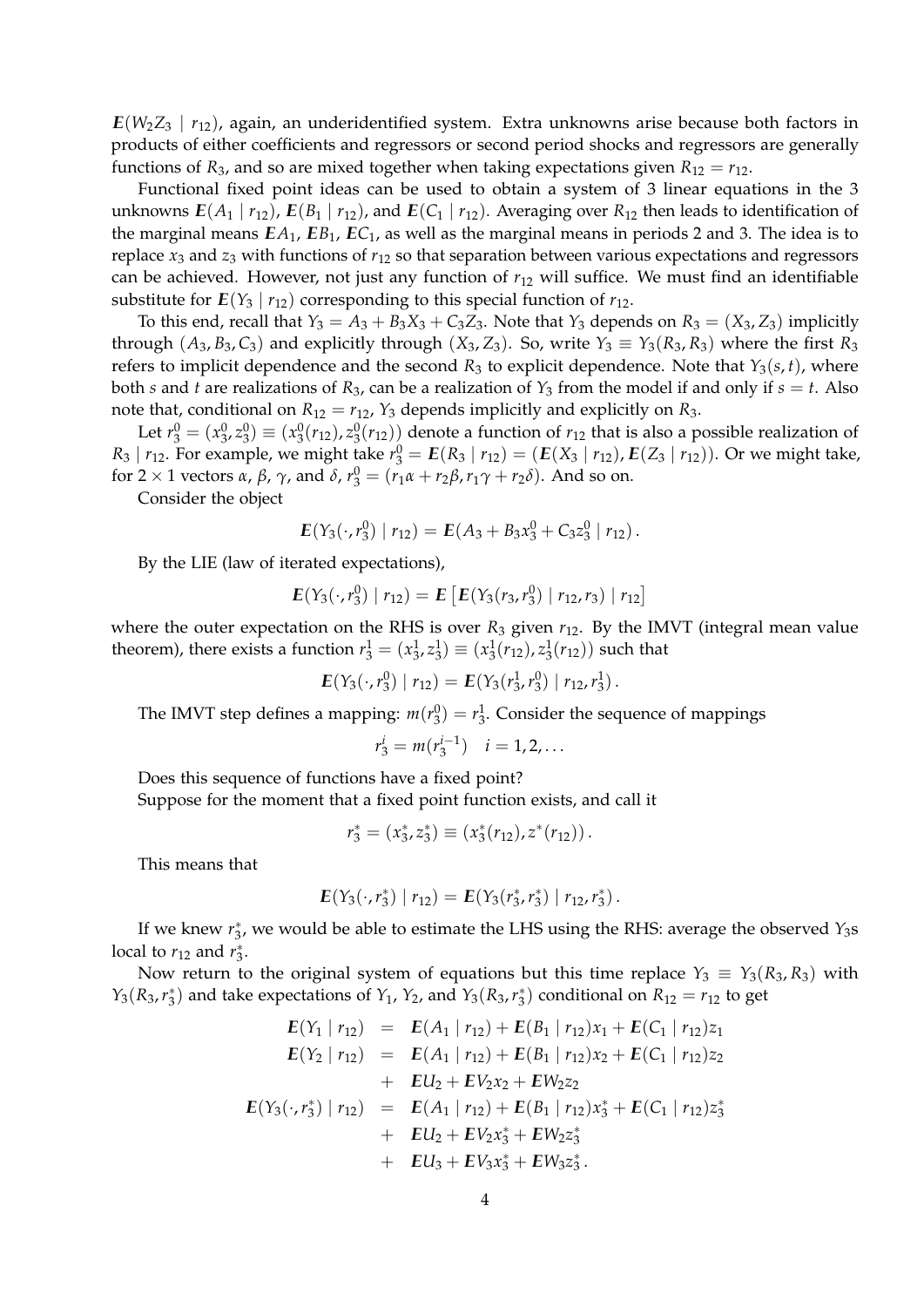$\boldsymbol{E}(W_2 Z_3 \mid r_{12})$, again, an underidentified system. Extra unknowns arise because both factors in products of either coefficients and regressors or second period shocks and regressors are generally functions of $R_3$, and so are mixed together when taking expectations given $R_{12} = r_{12}$.

Functional fixed point ideas can be used to obtain a system of 3 linear equations in the 3 unknowns $\boldsymbol{E}(A_1 \mid r_{12})$, $\boldsymbol{E}(B_1 \mid r_{12})$, and $\boldsymbol{E}(C_1 \mid r_{12})$. Averaging over $R_{12}$ then leads to identification of the marginal means $\boldsymbol{E}A_1$, $\boldsymbol{E}B_1$, $\boldsymbol{E}C_1$, as well as the marginal means in periods 2 and 3. The idea is to replace $x_3$ and $z_3$ with functions of $r_{12}$ so that separation between various expectations and regressors can be achieved. However, not just any function of $r_{12}$ will suffice. We must find an identifiable substitute for $\boldsymbol{E}(Y_3 \mid r_{12})$ corresponding to this special function of $r_{12}$.

To this end, recall that $Y_3 = A_3 + B_3 X_3 + C_3 Z_3$. Note that $Y_3$ depends on $R_3 = (X_3, Z_3)$ implicitly through $(A_3, B_3, C_3)$ and explicitly through $(X_3, Z_3)$. So, write $Y_3 \equiv Y_3(R_3, R_3)$ where the first $R_3$ refers to implicit dependence and the second $R_3$ to explicit dependence. Note that $Y_3(s,t)$, where both $s$ and $t$ are realizations of $R_3$, can be a realization of $Y_3$ from the model if and only if $s = t$. Also note that, conditional on $R_{12} = r_{12}$, $Y_3$ depends implicitly and explicitly on $R_3$.

Let $r_3^0 = (x_3^0, z_3^0) \equiv (x_3^0(r_{12}), z_3^0(r_{12}))$ denote a function of $r_{12}$ that is also a possible realization of $R_3 \mid r_{12}$. For example, we might take $r_3^0 = \boldsymbol{E}(R_3 \mid r_{12}) = (\boldsymbol{E}(X_3 \mid r_{12}), \boldsymbol{E}(Z_3 \mid r_{12}))$. Or we might take, for $2 \times 1$ vectors $\alpha$, $\beta$, $\gamma$, and $\delta$, $r_3^0 = (r_1\alpha + r_2\beta, r_1\gamma + r_2\delta)$. And so on.

Consider the object

$$\boldsymbol{E}(Y_3(\cdot, r_3^0) \mid r_{12}) = \boldsymbol{E}(A_3 + B_3 x_3^0 + C_3 z_3^0 \mid r_{12}).$$

By the LIE (law of iterated expectations),

$$\boldsymbol{E}(Y_3(\cdot, r_3^0) \mid r_{12}) = \boldsymbol{E}\left[\boldsymbol{E}(Y_3(r_3, r_3^0) \mid r_{12}, r_3) \mid r_{12}\right]$$

where the outer expectation on the RHS is over $R_3$ given $r_{12}$. By the IMVT (integral mean value theorem), there exists a function $r_3^1 = (x_3^1, z_3^1) \equiv (x_3^1(r_{12}), z_3^1(r_{12}))$ such that

$$\boldsymbol{E}(Y_3(\cdot, r_3^0) \mid r_{12}) = \boldsymbol{E}(Y_3(r_3^1, r_3^0) \mid r_{12}, r_3^1).$$

The IMVT step defines a mapping: $m(r_3^0) = r_3^1$. Consider the sequence of mappings

$$r_3^i = m(r_3^{i-1}) \quad i = 1, 2, \ldots$$

Does this sequence of functions have a fixed point?

Suppose for the moment that a fixed point function exists, and call it

$$r_3^* = (x_3^*, z_3^*) \equiv (x_3^*(r_{12}), z^*(r_{12})).$$

This means that

$$\boldsymbol{E}(Y_3(\cdot, r_3^*) \mid r_{12}) = \boldsymbol{E}(Y_3(r_3^*, r_3^*) \mid r_{12}, r_3^*).$$

If we knew $r_3^*$, we would be able to estimate the LHS using the RHS: average the observed $Y_3$s local to $r_{12}$ and $r_3^*$.

Now return to the original system of equations but this time replace $Y_3 \equiv Y_3(R_3, R_3)$ with $Y_3(R_3, r_3^*)$ and take expectations of $Y_1$, $Y_2$, and $Y_3(R_3, r_3^*)$ conditional on $R_{12} = r_{12}$ to get

$$\begin{aligned}
\boldsymbol{E}(Y_1 \mid r_{12}) &= \boldsymbol{E}(A_1 \mid r_{12}) + \boldsymbol{E}(B_1 \mid r_{12}) x_1 + \boldsymbol{E}(C_1 \mid r_{12}) z_1 \\
\boldsymbol{E}(Y_2 \mid r_{12}) &= \boldsymbol{E}(A_1 \mid r_{12}) + \boldsymbol{E}(B_1 \mid r_{12}) x_2 + \boldsymbol{E}(C_1 \mid r_{12}) z_2 \\
&+ \boldsymbol{E}U_2 + \boldsymbol{E}V_2 x_2 + \boldsymbol{E}W_2 z_2 \\
\boldsymbol{E}(Y_3(\cdot, r_3^*) \mid r_{12}) &= \boldsymbol{E}(A_1 \mid r_{12}) + \boldsymbol{E}(B_1 \mid r_{12}) x_3^* + \boldsymbol{E}(C_1 \mid r_{12}) z_3^* \\
&+ \boldsymbol{E}U_2 + \boldsymbol{E}V_2 x_3^* + \boldsymbol{E}W_2 z_3^* \\
&+ \boldsymbol{E}U_3 + \boldsymbol{E}V_3 x_3^* + \boldsymbol{E}W_3 z_3^*.
\end{aligned}$$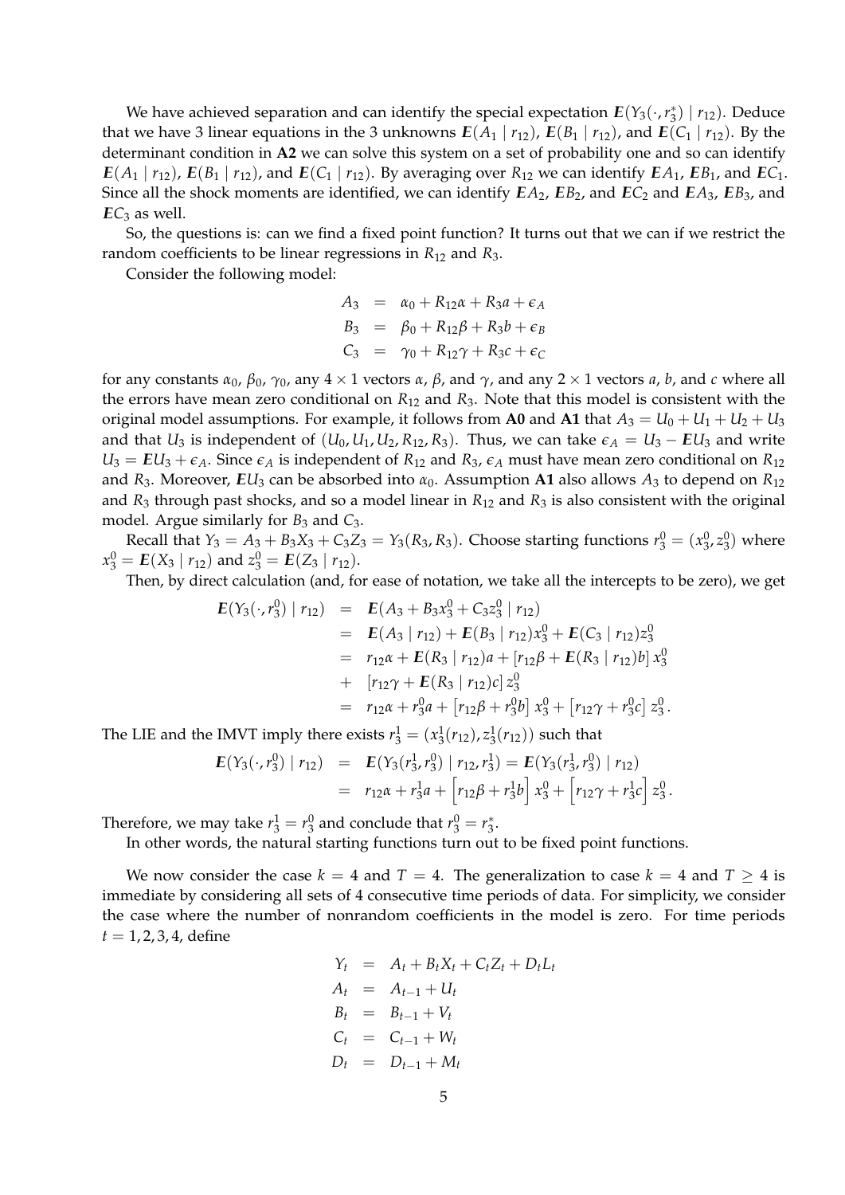We have achieved separation and can identify the special expectation $\boldsymbol{E}(Y_3(\cdot, r_3^*) \mid r_{12})$. Deduce that we have 3 linear equations in the 3 unknowns $\boldsymbol{E}(A_1 \mid r_{12})$, $\boldsymbol{E}(B_1 \mid r_{12})$, and $\boldsymbol{E}(C_1 \mid r_{12})$. By the determinant condition in **A2** we can solve this system on a set of probability one and so can identify $\boldsymbol{E}(A_1 \mid r_{12})$, $\boldsymbol{E}(B_1 \mid r_{12})$, and $\boldsymbol{E}(C_1 \mid r_{12})$. By averaging over $R_{12}$ we can identify $\boldsymbol{E}A_1$, $\boldsymbol{E}B_1$, and $\boldsymbol{E}C_1$. Since all the shock moments are identified, we can identify $\boldsymbol{E}A_2$, $\boldsymbol{E}B_2$, and $\boldsymbol{E}C_2$ and $\boldsymbol{E}A_3$, $\boldsymbol{E}B_3$, and $\boldsymbol{E}C_3$ as well.

So, the questions is: can we find a fixed point function? It turns out that we can if we restrict the random coefficients to be linear regressions in $R_{12}$ and $R_3$.

Consider the following model:

$$
\begin{aligned}
A_3 &= \alpha_0 + R_{12}\alpha + R_3 a + \epsilon_A \\
B_3 &= \beta_0 + R_{12}\beta + R_3 b + \epsilon_B \\
C_3 &= \gamma_0 + R_{12}\gamma + R_3 c + \epsilon_C
\end{aligned}
$$

for any constants $\alpha_0$, $\beta_0$, $\gamma_0$, any $4 \times 1$ vectors $\alpha$, $\beta$, and $\gamma$, and any $2 \times 1$ vectors $a$, $b$, and $c$ where all the errors have mean zero conditional on $R_{12}$ and $R_3$. Note that this model is consistent with the original model assumptions. For example, it follows from **A0** and **A1** that $A_3 = U_0 + U_1 + U_2 + U_3$ and that $U_3$ is independent of $(U_0, U_1, U_2, R_{12}, R_3)$. Thus, we can take $\epsilon_A = U_3 - \boldsymbol{E}U_3$ and write $U_3 = \boldsymbol{E}U_3 + \epsilon_A$. Since $\epsilon_A$ is independent of $R_{12}$ and $R_3$, $\epsilon_A$ must have mean zero conditional on $R_{12}$ and $R_3$. Moreover, $\boldsymbol{E}U_3$ can be absorbed into $\alpha_0$. Assumption **A1** also allows $A_3$ to depend on $R_{12}$ and $R_3$ through past shocks, and so a model linear in $R_{12}$ and $R_3$ is also consistent with the original model. Argue similarly for $B_3$ and $C_3$.

Recall that $Y_3 = A_3 + B_3 X_3 + C_3 Z_3 = Y_3(R_3, R_3)$. Choose starting functions $r_3^0 = (x_3^0, z_3^0)$ where $x_3^0 = \boldsymbol{E}(X_3 \mid r_{12})$ and $z_3^0 = \boldsymbol{E}(Z_3 \mid r_{12})$.

Then, by direct calculation (and, for ease of notation, we take all the intercepts to be zero), we get

$$
\begin{aligned}
\boldsymbol{E}(Y_3(\cdot, r_3^0) \mid r_{12}) &= \boldsymbol{E}(A_3 + B_3 x_3^0 + C_3 z_3^0 \mid r_{12}) \\
&= \boldsymbol{E}(A_3 \mid r_{12}) + \boldsymbol{E}(B_3 \mid r_{12}) x_3^0 + \boldsymbol{E}(C_3 \mid r_{12}) z_3^0 \\
&= r_{12}\alpha + \boldsymbol{E}(R_3 \mid r_{12}) a + [r_{12}\beta + \boldsymbol{E}(R_3 \mid r_{12}) b]\, x_3^0 \\
&+ \ [r_{12}\gamma + \boldsymbol{E}(R_3 \mid r_{12}) c]\, z_3^0 \\
&= r_{12}\alpha + r_3^0 a + \left[r_{12}\beta + r_3^0 b\right] x_3^0 + \left[r_{12}\gamma + r_3^0 c\right] z_3^0 .
\end{aligned}
$$

The LIE and the IMVT imply there exists $r_3^1 = (x_3^1(r_{12}), z_3^1(r_{12}))$ such that

$$
\begin{aligned}
\boldsymbol{E}(Y_3(\cdot, r_3^0) \mid r_{12}) &= \boldsymbol{E}(Y_3(r_3^1, r_3^0) \mid r_{12}, r_3^1) = \boldsymbol{E}(Y_3(r_3^1, r_3^0) \mid r_{12}) \\
&= r_{12}\alpha + r_3^1 a + \left[r_{12}\beta + r_3^1 b\right] x_3^0 + \left[r_{12}\gamma + r_3^1 c\right] z_3^0 .
\end{aligned}
$$

Therefore, we may take $r_3^1 = r_3^0$ and conclude that $r_3^0 = r_3^*$.

In other words, the natural starting functions turn out to be fixed point functions.

We now consider the case $k = 4$ and $T = 4$. The generalization to case $k = 4$ and $T \geq 4$ is immediate by considering all sets of 4 consecutive time periods of data. For simplicity, we consider the case where the number of nonrandom coefficients in the model is zero. For time periods $t = 1, 2, 3, 4$, define

$$
\begin{aligned}
Y_t &= A_t + B_t X_t + C_t Z_t + D_t L_t \\
A_t &= A_{t-1} + U_t \\
B_t &= B_{t-1} + V_t \\
C_t &= C_{t-1} + W_t \\
D_t &= D_{t-1} + M_t
\end{aligned}
$$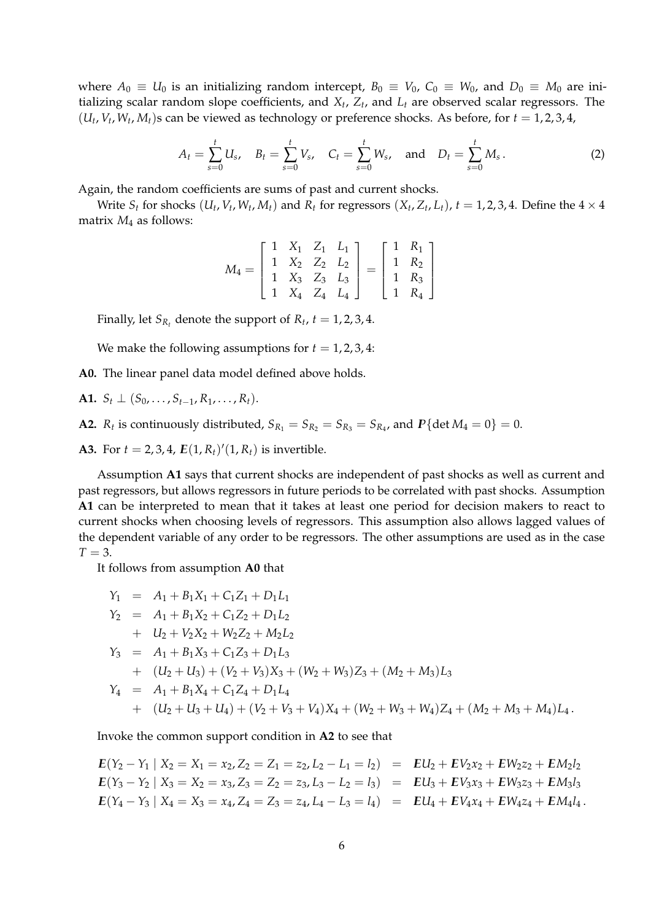where $A_0 \equiv U_0$ is an initializing random intercept, $B_0 \equiv V_0$, $C_0 \equiv W_0$, and $D_0 \equiv M_0$ are initializing scalar random slope coefficients, and $X_t$, $Z_t$, and $L_t$ are observed scalar regressors. The $(U_t, V_t, W_t, M_t)$s can be viewed as technology or preference shocks. As before, for $t = 1, 2, 3, 4$,

$$A_t = \sum_{s=0}^{t} U_s, \quad B_t = \sum_{s=0}^{t} V_s, \quad C_t = \sum_{s=0}^{t} W_s, \quad \text{and} \quad D_t = \sum_{s=0}^{t} M_s\,. \tag{2}$$

Again, the random coefficients are sums of past and current shocks.

Write $S_t$ for shocks $(U_t, V_t, W_t, M_t)$ and $R_t$ for regressors $(X_t, Z_t, L_t)$, $t = 1, 2, 3, 4$. Define the $4 \times 4$ matrix $M_4$ as follows:

$$M_4 = \begin{bmatrix} 1 & X_1 & Z_1 & L_1 \\ 1 & X_2 & Z_2 & L_2 \\ 1 & X_3 & Z_3 & L_3 \\ 1 & X_4 & Z_4 & L_4 \end{bmatrix} = \begin{bmatrix} 1 & R_1 \\ 1 & R_2 \\ 1 & R_3 \\ 1 & R_4 \end{bmatrix}$$

Finally, let $S_{R_t}$ denote the support of $R_t$, $t = 1, 2, 3, 4$.

We make the following assumptions for $t = 1, 2, 3, 4$:

**A0.** The linear panel data model defined above holds.

**A1.** $S_t \perp (S_0, \ldots, S_{t-1}, R_1, \ldots, R_t)$.

**A2.** $R_t$ is continuously distributed, $S_{R_1} = S_{R_2} = S_{R_3} = S_{R_4}$, and $\boldsymbol{P}\{\det M_4 = 0\} = 0$.

**A3.** For $t = 2, 3, 4$, $\boldsymbol{E}(1, R_t)'(1, R_t)$ is invertible.

Assumption **A1** says that current shocks are independent of past shocks as well as current and past regressors, but allows regressors in future periods to be correlated with past shocks. Assumption **A1** can be interpreted to mean that it takes at least one period for decision makers to react to current shocks when choosing levels of regressors. This assumption also allows lagged values of the dependent variable of any order to be regressors. The other assumptions are used as in the case $T = 3$.

It follows from assumption **A0** that

$$\begin{aligned}
Y_1 &= A_1 + B_1 X_1 + C_1 Z_1 + D_1 L_1 \\
Y_2 &= A_1 + B_1 X_2 + C_1 Z_2 + D_1 L_2 \\
&\quad + U_2 + V_2 X_2 + W_2 Z_2 + M_2 L_2 \\
Y_3 &= A_1 + B_1 X_3 + C_1 Z_3 + D_1 L_3 \\
&\quad + (U_2 + U_3) + (V_2 + V_3) X_3 + (W_2 + W_3) Z_3 + (M_2 + M_3) L_3 \\
Y_4 &= A_1 + B_1 X_4 + C_1 Z_4 + D_1 L_4 \\
&\quad + (U_2 + U_3 + U_4) + (V_2 + V_3 + V_4) X_4 + (W_2 + W_3 + W_4) Z_4 + (M_2 + M_3 + M_4) L_4\,.
\end{aligned}$$

Invoke the common support condition in **A2** to see that

$$\begin{aligned}
\boldsymbol{E}(Y_2 - Y_1 \mid X_2 = X_1 = x_2, Z_2 = Z_1 = z_2, L_2 - L_1 = l_2) &= \boldsymbol{E}U_2 + \boldsymbol{E}V_2 x_2 + \boldsymbol{E}W_2 z_2 + \boldsymbol{E}M_2 l_2 \\
\boldsymbol{E}(Y_3 - Y_2 \mid X_3 = X_2 = x_3, Z_3 = Z_2 = z_3, L_3 - L_2 = l_3) &= \boldsymbol{E}U_3 + \boldsymbol{E}V_3 x_3 + \boldsymbol{E}W_3 z_3 + \boldsymbol{E}M_3 l_3 \\
\boldsymbol{E}(Y_4 - Y_3 \mid X_4 = X_3 = x_4, Z_4 = Z_3 = z_4, L_4 - L_3 = l_4) &= \boldsymbol{E}U_4 + \boldsymbol{E}V_4 x_4 + \boldsymbol{E}W_4 z_4 + \boldsymbol{E}M_4 l_4\,.
\end{aligned}$$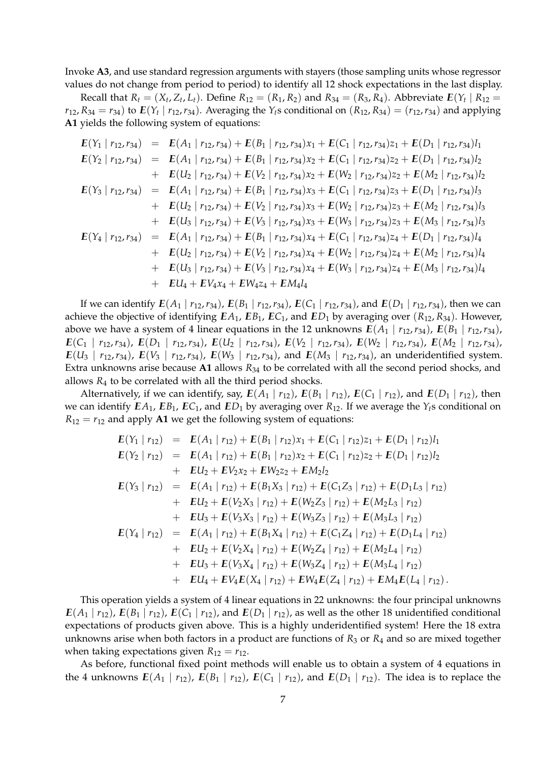Invoke **A3**, and use standard regression arguments with stayers (those sampling units whose regressor values do not change from period to period) to identify all 12 shock expectations in the last display.

Recall that $R_t = (X_t, Z_t, L_t)$. Define $R_{12} = (R_1, R_2)$ and $R_{34} = (R_3, R_4)$. Abbreviate $\boldsymbol{E}(Y_t \mid R_{12} = r_{12}, R_{34} = r_{34})$ to $\boldsymbol{E}(Y_t \mid r_{12}, r_{34})$. Averaging the $Y_t$s conditional on $(R_{12}, R_{34}) = (r_{12}, r_{34})$ and applying **A1** yields the following system of equations:

$$
\begin{aligned}
\boldsymbol{E}(Y_1 \mid r_{12}, r_{34}) &= \boldsymbol{E}(A_1 \mid r_{12}, r_{34}) + \boldsymbol{E}(B_1 \mid r_{12}, r_{34})x_1 + \boldsymbol{E}(C_1 \mid r_{12}, r_{34})z_1 + \boldsymbol{E}(D_1 \mid r_{12}, r_{34})l_1 \\
\boldsymbol{E}(Y_2 \mid r_{12}, r_{34}) &= \boldsymbol{E}(A_1 \mid r_{12}, r_{34}) + \boldsymbol{E}(B_1 \mid r_{12}, r_{34})x_2 + \boldsymbol{E}(C_1 \mid r_{12}, r_{34})z_2 + \boldsymbol{E}(D_1 \mid r_{12}, r_{34})l_2 \\
&+ \boldsymbol{E}(U_2 \mid r_{12}, r_{34}) + \boldsymbol{E}(V_2 \mid r_{12}, r_{34})x_2 + \boldsymbol{E}(W_2 \mid r_{12}, r_{34})z_2 + \boldsymbol{E}(M_2 \mid r_{12}, r_{34})l_2 \\
\boldsymbol{E}(Y_3 \mid r_{12}, r_{34}) &= \boldsymbol{E}(A_1 \mid r_{12}, r_{34}) + \boldsymbol{E}(B_1 \mid r_{12}, r_{34})x_3 + \boldsymbol{E}(C_1 \mid r_{12}, r_{34})z_3 + \boldsymbol{E}(D_1 \mid r_{12}, r_{34})l_3 \\
&+ \boldsymbol{E}(U_2 \mid r_{12}, r_{34}) + \boldsymbol{E}(V_2 \mid r_{12}, r_{34})x_3 + \boldsymbol{E}(W_2 \mid r_{12}, r_{34})z_3 + \boldsymbol{E}(M_2 \mid r_{12}, r_{34})l_3 \\
&+ \boldsymbol{E}(U_3 \mid r_{12}, r_{34}) + \boldsymbol{E}(V_3 \mid r_{12}, r_{34})x_3 + \boldsymbol{E}(W_3 \mid r_{12}, r_{34})z_3 + \boldsymbol{E}(M_3 \mid r_{12}, r_{34})l_3 \\
\boldsymbol{E}(Y_4 \mid r_{12}, r_{34}) &= \boldsymbol{E}(A_1 \mid r_{12}, r_{34}) + \boldsymbol{E}(B_1 \mid r_{12}, r_{34})x_4 + \boldsymbol{E}(C_1 \mid r_{12}, r_{34})z_4 + \boldsymbol{E}(D_1 \mid r_{12}, r_{34})l_4 \\
&+ \boldsymbol{E}(U_2 \mid r_{12}, r_{34}) + \boldsymbol{E}(V_2 \mid r_{12}, r_{34})x_4 + \boldsymbol{E}(W_2 \mid r_{12}, r_{34})z_4 + \boldsymbol{E}(M_2 \mid r_{12}, r_{34})l_4 \\
&+ \boldsymbol{E}(U_3 \mid r_{12}, r_{34}) + \boldsymbol{E}(V_3 \mid r_{12}, r_{34})x_4 + \boldsymbol{E}(W_3 \mid r_{12}, r_{34})z_4 + \boldsymbol{E}(M_3 \mid r_{12}, r_{34})l_4 \\
&+ \boldsymbol{E}U_4 + \boldsymbol{E}V_4x_4 + \boldsymbol{E}W_4z_4 + \boldsymbol{E}M_4l_4
\end{aligned}
$$

If we can identify $\boldsymbol{E}(A_1 \mid r_{12}, r_{34})$, $\boldsymbol{E}(B_1 \mid r_{12}, r_{34})$, $\boldsymbol{E}(C_1 \mid r_{12}, r_{34})$, and $\boldsymbol{E}(D_1 \mid r_{12}, r_{34})$, then we can achieve the objective of identifying $\boldsymbol{E}A_1$, $\boldsymbol{E}B_1$, $\boldsymbol{E}C_1$, and $\boldsymbol{E}D_1$ by averaging over $(R_{12}, R_{34})$. However, above we have a system of 4 linear equations in the 12 unknowns $\boldsymbol{E}(A_1 \mid r_{12}, r_{34})$, $\boldsymbol{E}(B_1 \mid r_{12}, r_{34})$, $\boldsymbol{E}(C_1 \mid r_{12}, r_{34})$, $\boldsymbol{E}(D_1 \mid r_{12}, r_{34})$, $\boldsymbol{E}(U_2 \mid r_{12}, r_{34})$, $\boldsymbol{E}(V_2 \mid r_{12}, r_{34})$, $\boldsymbol{E}(W_2 \mid r_{12}, r_{34})$, $\boldsymbol{E}(M_2 \mid r_{12}, r_{34})$, $\boldsymbol{E}(U_3 \mid r_{12}, r_{34})$, $\boldsymbol{E}(V_3 \mid r_{12}, r_{34})$, $\boldsymbol{E}(W_3 \mid r_{12}, r_{34})$, and $\boldsymbol{E}(M_3 \mid r_{12}, r_{34})$, an underidentified system. Extra unknowns arise because **A1** allows $R_{34}$ to be correlated with all the second period shocks, and allows $R_4$ to be correlated with all the third period shocks.

Alternatively, if we can identify, say, $\boldsymbol{E}(A_1 \mid r_{12})$, $\boldsymbol{E}(B_1 \mid r_{12})$, $\boldsymbol{E}(C_1 \mid r_{12})$, and $\boldsymbol{E}(D_1 \mid r_{12})$, then we can identify $\boldsymbol{E}A_1$, $\boldsymbol{E}B_1$, $\boldsymbol{E}C_1$, and $\boldsymbol{E}D_1$ by averaging over $R_{12}$. If we average the $Y_t$s conditional on $R_{12} = r_{12}$ and apply **A1** we get the following system of equations:

$$
\begin{aligned}
\boldsymbol{E}(Y_1 \mid r_{12}) &= \boldsymbol{E}(A_1 \mid r_{12}) + \boldsymbol{E}(B_1 \mid r_{12})x_1 + \boldsymbol{E}(C_1 \mid r_{12})z_1 + \boldsymbol{E}(D_1 \mid r_{12})l_1 \\
\boldsymbol{E}(Y_2 \mid r_{12}) &= \boldsymbol{E}(A_1 \mid r_{12}) + \boldsymbol{E}(B_1 \mid r_{12})x_2 + \boldsymbol{E}(C_1 \mid r_{12})z_2 + \boldsymbol{E}(D_1 \mid r_{12})l_2 \\
&+ \boldsymbol{E}U_2 + \boldsymbol{E}V_2x_2 + \boldsymbol{E}W_2z_2 + \boldsymbol{E}M_2l_2 \\
\boldsymbol{E}(Y_3 \mid r_{12}) &= \boldsymbol{E}(A_1 \mid r_{12}) + \boldsymbol{E}(B_1X_3 \mid r_{12}) + \boldsymbol{E}(C_1Z_3 \mid r_{12}) + \boldsymbol{E}(D_1L_3 \mid r_{12}) \\
&+ \boldsymbol{E}U_2 + \boldsymbol{E}(V_2X_3 \mid r_{12}) + \boldsymbol{E}(W_2Z_3 \mid r_{12}) + \boldsymbol{E}(M_2L_3 \mid r_{12}) \\
&+ \boldsymbol{E}U_3 + \boldsymbol{E}(V_3X_3 \mid r_{12}) + \boldsymbol{E}(W_3Z_3 \mid r_{12}) + \boldsymbol{E}(M_3L_3 \mid r_{12}) \\
\boldsymbol{E}(Y_4 \mid r_{12}) &= \boldsymbol{E}(A_1 \mid r_{12}) + \boldsymbol{E}(B_1X_4 \mid r_{12}) + \boldsymbol{E}(C_1Z_4 \mid r_{12}) + \boldsymbol{E}(D_1L_4 \mid r_{12}) \\
&+ \boldsymbol{E}U_2 + \boldsymbol{E}(V_2X_4 \mid r_{12}) + \boldsymbol{E}(W_2Z_4 \mid r_{12}) + \boldsymbol{E}(M_2L_4 \mid r_{12}) \\
&+ \boldsymbol{E}U_3 + \boldsymbol{E}(V_3X_4 \mid r_{12}) + \boldsymbol{E}(W_3Z_4 \mid r_{12}) + \boldsymbol{E}(M_3L_4 \mid r_{12}) \\
&+ \boldsymbol{E}U_4 + \boldsymbol{E}V_4\boldsymbol{E}(X_4 \mid r_{12}) + \boldsymbol{E}W_4\boldsymbol{E}(Z_4 \mid r_{12}) + \boldsymbol{E}M_4\boldsymbol{E}(L_4 \mid r_{12}) .
\end{aligned}
$$

This operation yields a system of 4 linear equations in 22 unknowns: the four principal unknowns $\boldsymbol{E}(A_1 \mid r_{12})$, $\boldsymbol{E}(B_1 \mid r_{12})$, $\boldsymbol{E}(C_1 \mid r_{12})$, and $\boldsymbol{E}(D_1 \mid r_{12})$, as well as the other 18 unidentified conditional expectations of products given above. This is a highly underidentified system! Here the 18 extra unknowns arise when both factors in a product are functions of $R_3$ or $R_4$ and so are mixed together when taking expectations given $R_{12} = r_{12}$.

As before, functional fixed point methods will enable us to obtain a system of 4 equations in the 4 unknowns $\boldsymbol{E}(A_1 \mid r_{12})$, $\boldsymbol{E}(B_1 \mid r_{12})$, $\boldsymbol{E}(C_1 \mid r_{12})$, and $\boldsymbol{E}(D_1 \mid r_{12})$. The idea is to replace the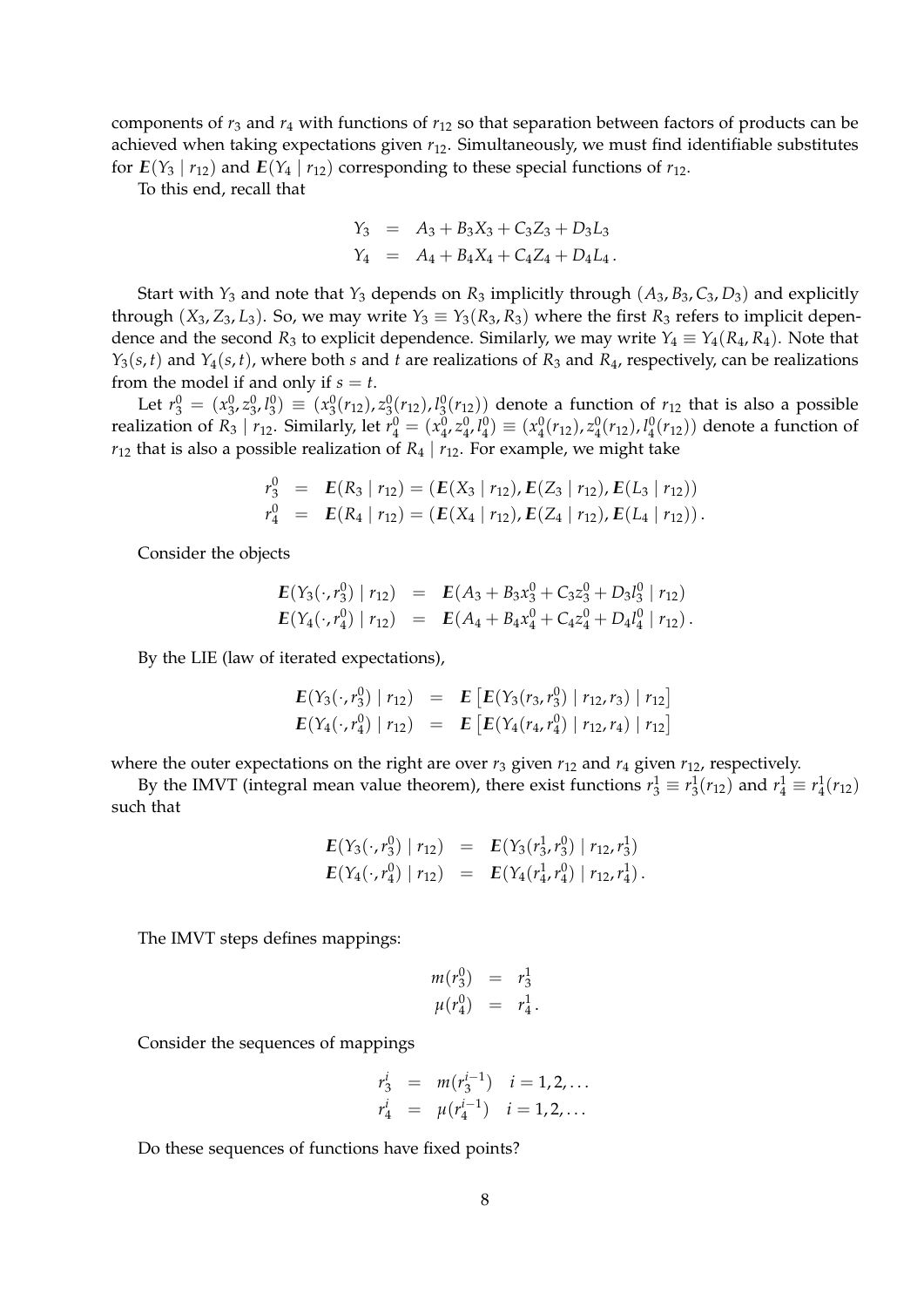components of $r_3$ and $r_4$ with functions of $r_{12}$ so that separation between factors of products can be achieved when taking expectations given $r_{12}$. Simultaneously, we must find identifiable substitutes for $\boldsymbol{E}(Y_3 \mid r_{12})$ and $\boldsymbol{E}(Y_4 \mid r_{12})$ corresponding to these special functions of $r_{12}$.

To this end, recall that

$$
\begin{aligned}
Y_3 &= A_3 + B_3 X_3 + C_3 Z_3 + D_3 L_3 \\
Y_4 &= A_4 + B_4 X_4 + C_4 Z_4 + D_4 L_4 \,.
\end{aligned}
$$

Start with $Y_3$ and note that $Y_3$ depends on $R_3$ implicitly through $(A_3, B_3, C_3, D_3)$ and explicitly through $(X_3, Z_3, L_3)$. So, we may write $Y_3 \equiv Y_3(R_3, R_3)$ where the first $R_3$ refers to implicit dependence and the second $R_3$ to explicit dependence. Similarly, we may write $Y_4 \equiv Y_4(R_4, R_4)$. Note that $Y_3(s,t)$ and $Y_4(s,t)$, where both $s$ and $t$ are realizations of $R_3$ and $R_4$, respectively, can be realizations from the model if and only if $s = t$.

Let $r_3^0 = (x_3^0, z_3^0, l_3^0) \equiv (x_3^0(r_{12}), z_3^0(r_{12}), l_3^0(r_{12}))$ denote a function of $r_{12}$ that is also a possible realization of $R_3 \mid r_{12}$. Similarly, let $r_4^0 = (x_4^0, z_4^0, l_4^0) \equiv (x_4^0(r_{12}), z_4^0(r_{12}), l_4^0(r_{12}))$ denote a function of $r_{12}$ that is also a possible realization of $R_4 \mid r_{12}$. For example, we might take

$$
\begin{aligned}
r_3^0 &= \boldsymbol{E}(R_3 \mid r_{12}) = (\boldsymbol{E}(X_3 \mid r_{12}), \boldsymbol{E}(Z_3 \mid r_{12}), \boldsymbol{E}(L_3 \mid r_{12})) \\
r_4^0 &= \boldsymbol{E}(R_4 \mid r_{12}) = (\boldsymbol{E}(X_4 \mid r_{12}), \boldsymbol{E}(Z_4 \mid r_{12}), \boldsymbol{E}(L_4 \mid r_{12}))\,.
\end{aligned}
$$

Consider the objects

$$
\begin{aligned}
\boldsymbol{E}(Y_3(\cdot, r_3^0) \mid r_{12}) &= \boldsymbol{E}(A_3 + B_3 x_3^0 + C_3 z_3^0 + D_3 l_3^0 \mid r_{12}) \\
\boldsymbol{E}(Y_4(\cdot, r_4^0) \mid r_{12}) &= \boldsymbol{E}(A_4 + B_4 x_4^0 + C_4 z_4^0 + D_4 l_4^0 \mid r_{12})\,.
\end{aligned}
$$

By the LIE (law of iterated expectations),

$$
\begin{aligned}
\boldsymbol{E}(Y_3(\cdot, r_3^0) \mid r_{12}) &= \boldsymbol{E}\left[\boldsymbol{E}(Y_3(r_3, r_3^0) \mid r_{12}, r_3) \mid r_{12}\right] \\
\boldsymbol{E}(Y_4(\cdot, r_4^0) \mid r_{12}) &= \boldsymbol{E}\left[\boldsymbol{E}(Y_4(r_4, r_4^0) \mid r_{12}, r_4) \mid r_{12}\right]
\end{aligned}
$$

where the outer expectations on the right are over $r_3$ given $r_{12}$ and $r_4$ given $r_{12}$, respectively.

By the IMVT (integral mean value theorem), there exist functions $r_3^1 \equiv r_3^1(r_{12})$ and $r_4^1 \equiv r_4^1(r_{12})$ such that

$$
\begin{aligned}
\boldsymbol{E}(Y_3(\cdot, r_3^0) \mid r_{12}) &= \boldsymbol{E}(Y_3(r_3^1, r_3^0) \mid r_{12}, r_3^1) \\
\boldsymbol{E}(Y_4(\cdot, r_4^0) \mid r_{12}) &= \boldsymbol{E}(Y_4(r_4^1, r_4^0) \mid r_{12}, r_4^1)\,.
\end{aligned}
$$

The IMVT steps defines mappings:

$$
\begin{aligned}
m(r_3^0) &= r_3^1 \\
\mu(r_4^0) &= r_4^1\,.
\end{aligned}
$$

Consider the sequences of mappings

$$
\begin{aligned}
r_3^i &= m(r_3^{i-1}) \quad i = 1, 2, \ldots \\
r_4^i &= \mu(r_4^{i-1}) \quad i = 1, 2, \ldots
\end{aligned}
$$

Do these sequences of functions have fixed points?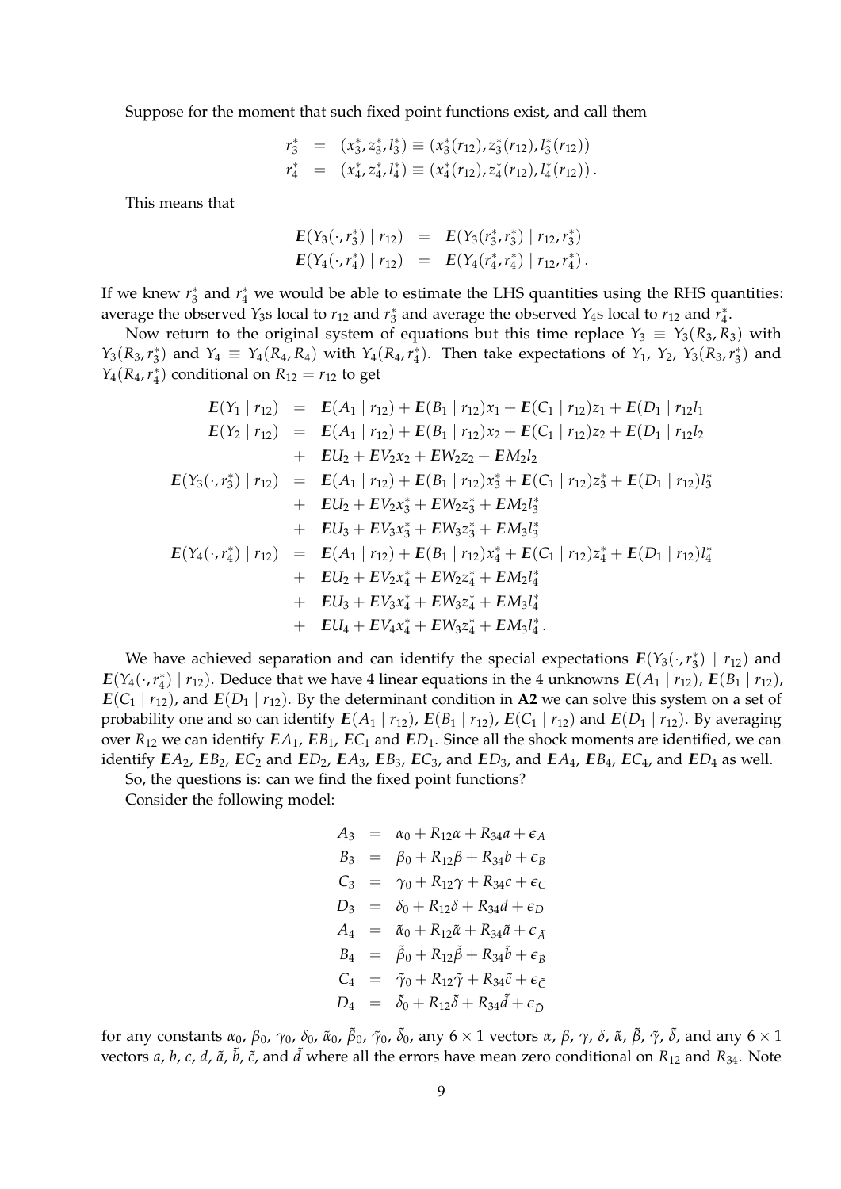Suppose for the moment that such fixed point functions exist, and call them

$$
\begin{aligned}
r_3^* &= (x_3^*, z_3^*, l_3^*) \equiv (x_3^*(r_{12}), z_3^*(r_{12}), l_3^*(r_{12})) \\
r_4^* &= (x_4^*, z_4^*, l_4^*) \equiv (x_4^*(r_{12}), z_4^*(r_{12}), l_4^*(r_{12})) .
\end{aligned}
$$

This means that

$$
\begin{aligned}
\boldsymbol{E}(Y_3(\cdot, r_3^*) \mid r_{12}) &= \boldsymbol{E}(Y_3(r_3^*, r_3^*) \mid r_{12}, r_3^*) \\
\boldsymbol{E}(Y_4(\cdot, r_4^*) \mid r_{12}) &= \boldsymbol{E}(Y_4(r_4^*, r_4^*) \mid r_{12}, r_4^*) .
\end{aligned}
$$

If we knew $r_3^*$ and $r_4^*$ we would be able to estimate the LHS quantities using the RHS quantities: average the observed $Y_3$s local to $r_{12}$ and $r_3^*$ and average the observed $Y_4$s local to $r_{12}$ and $r_4^*$.

Now return to the original system of equations but this time replace $Y_3 \equiv Y_3(R_3, R_3)$ with $Y_3(R_3, r_3^*)$ and $Y_4 \equiv Y_4(R_4, R_4)$ with $Y_4(R_4, r_4^*)$. Then take expectations of $Y_1$, $Y_2$, $Y_3(R_3, r_3^*)$ and $Y_4(R_4, r_4^*)$ conditional on $R_{12} = r_{12}$ to get

$$
\begin{aligned}
\boldsymbol{E}(Y_1 \mid r_{12}) &= \boldsymbol{E}(A_1 \mid r_{12}) + \boldsymbol{E}(B_1 \mid r_{12}) x_1 + \boldsymbol{E}(C_1 \mid r_{12}) z_1 + \boldsymbol{E}(D_1 \mid r_{12} l_1 \\
\boldsymbol{E}(Y_2 \mid r_{12}) &= \boldsymbol{E}(A_1 \mid r_{12}) + \boldsymbol{E}(B_1 \mid r_{12}) x_2 + \boldsymbol{E}(C_1 \mid r_{12}) z_2 + \boldsymbol{E}(D_1 \mid r_{12} l_2 \\
&+ \boldsymbol{E}U_2 + \boldsymbol{E}V_2 x_2 + \boldsymbol{E}W_2 z_2 + \boldsymbol{E}M_2 l_2 \\
\boldsymbol{E}(Y_3(\cdot, r_3^*) \mid r_{12}) &= \boldsymbol{E}(A_1 \mid r_{12}) + \boldsymbol{E}(B_1 \mid r_{12}) x_3^* + \boldsymbol{E}(C_1 \mid r_{12}) z_3^* + \boldsymbol{E}(D_1 \mid r_{12}) l_3^* \\
&+ \boldsymbol{E}U_2 + \boldsymbol{E}V_2 x_3^* + \boldsymbol{E}W_2 z_3^* + \boldsymbol{E}M_2 l_3^* \\
&+ \boldsymbol{E}U_3 + \boldsymbol{E}V_3 x_3^* + \boldsymbol{E}W_3 z_3^* + \boldsymbol{E}M_3 l_3^* \\
\boldsymbol{E}(Y_4(\cdot, r_4^*) \mid r_{12}) &= \boldsymbol{E}(A_1 \mid r_{12}) + \boldsymbol{E}(B_1 \mid r_{12}) x_4^* + \boldsymbol{E}(C_1 \mid r_{12}) z_4^* + \boldsymbol{E}(D_1 \mid r_{12}) l_4^* \\
&+ \boldsymbol{E}U_2 + \boldsymbol{E}V_2 x_4^* + \boldsymbol{E}W_2 z_4^* + \boldsymbol{E}M_2 l_4^* \\
&+ \boldsymbol{E}U_3 + \boldsymbol{E}V_3 x_4^* + \boldsymbol{E}W_3 z_4^* + \boldsymbol{E}M_3 l_4^* \\
&+ \boldsymbol{E}U_4 + \boldsymbol{E}V_4 x_4^* + \boldsymbol{E}W_3 z_4^* + \boldsymbol{E}M_3 l_4^* .
\end{aligned}
$$

We have achieved separation and can identify the special expectations $\boldsymbol{E}(Y_3(\cdot, r_3^*) \mid r_{12})$ and $\boldsymbol{E}(Y_4(\cdot, r_4^*) \mid r_{12})$. Deduce that we have 4 linear equations in the 4 unknowns $\boldsymbol{E}(A_1 \mid r_{12})$, $\boldsymbol{E}(B_1 \mid r_{12})$, $\boldsymbol{E}(C_1 \mid r_{12})$, and $\boldsymbol{E}(D_1 \mid r_{12})$. By the determinant condition in **A2** we can solve this system on a set of probability one and so can identify $\boldsymbol{E}(A_1 \mid r_{12})$, $\boldsymbol{E}(B_1 \mid r_{12})$, $\boldsymbol{E}(C_1 \mid r_{12})$ and $\boldsymbol{E}(D_1 \mid r_{12})$. By averaging over $R_{12}$ we can identify $\boldsymbol{E}A_1$, $\boldsymbol{E}B_1$, $\boldsymbol{E}C_1$ and $\boldsymbol{E}D_1$. Since all the shock moments are identified, we can identify $\boldsymbol{E}A_2$, $\boldsymbol{E}B_2$, $\boldsymbol{E}C_2$ and $\boldsymbol{E}D_2$, $\boldsymbol{E}A_3$, $\boldsymbol{E}B_3$, $\boldsymbol{E}C_3$, and $\boldsymbol{E}D_3$, and $\boldsymbol{E}A_4$, $\boldsymbol{E}B_4$, $\boldsymbol{E}C_4$, and $\boldsymbol{E}D_4$ as well.

So, the questions is: can we find the fixed point functions?

Consider the following model:

$$
\begin{aligned}
A_3 &= \alpha_0 + R_{12}\alpha + R_{34} a + \epsilon_A \\
B_3 &= \beta_0 + R_{12}\beta + R_{34} b + \epsilon_B \\
C_3 &= \gamma_0 + R_{12}\gamma + R_{34} c + \epsilon_C \\
D_3 &= \delta_0 + R_{12}\delta + R_{34} d + \epsilon_D \\
A_4 &= \tilde{\alpha}_0 + R_{12}\tilde{\alpha} + R_{34}\tilde{a} + \epsilon_{\tilde{A}} \\
B_4 &= \tilde{\beta}_0 + R_{12}\tilde{\beta} + R_{34}\tilde{b} + \epsilon_{\tilde{B}} \\
C_4 &= \tilde{\gamma}_0 + R_{12}\tilde{\gamma} + R_{34}\tilde{c} + \epsilon_{\tilde{C}} \\
D_4 &= \tilde{\delta}_0 + R_{12}\tilde{\delta} + R_{34}\tilde{d} + \epsilon_{\tilde{D}}
\end{aligned}
$$

for any constants $\alpha_0$, $\beta_0$, $\gamma_0$, $\delta_0$, $\tilde{\alpha}_0$, $\tilde{\beta}_0$, $\tilde{\gamma}_0$, $\tilde{\delta}_0$, any $6 \times 1$ vectors $\alpha$, $\beta$, $\gamma$, $\delta$, $\tilde{\alpha}$, $\tilde{\beta}$, $\tilde{\gamma}$, $\tilde{\delta}$, and any $6 \times 1$ vectors $a$, $b$, $c$, $d$, $\tilde{a}$, $\tilde{b}$, $\tilde{c}$, and $\tilde{d}$ where all the errors have mean zero conditional on $R_{12}$ and $R_{34}$. Note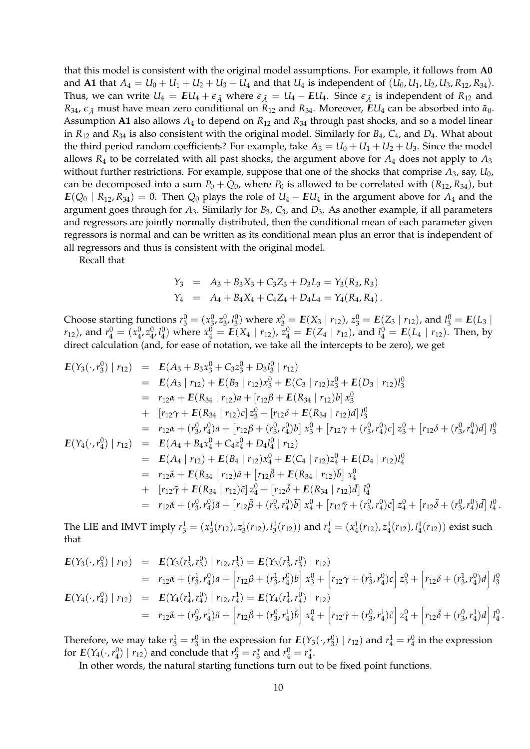that this model is consistent with the original model assumptions. For example, it follows from **A0** and **A1** that $A_4 = U_0 + U_1 + U_2 + U_3 + U_4$ and that $U_4$ is independent of $(U_0, U_1, U_2, U_3, R_{12}, R_{34})$. Thus, we can write $U_4 = \boldsymbol{E}U_4 + \epsilon_{\tilde{A}}$ where $\epsilon_{\tilde{A}} = U_4 - \boldsymbol{E}U_4$. Since $\epsilon_{\tilde{A}}$ is independent of $R_{12}$ and $R_{34}$, $\epsilon_{\tilde{A}}$ must have mean zero conditional on $R_{12}$ and $R_{34}$. Moreover, $\boldsymbol{E}U_4$ can be absorbed into $\tilde{\alpha}_0$. Assumption **A1** also allows $A_4$ to depend on $R_{12}$ and $R_{34}$ through past shocks, and so a model linear in $R_{12}$ and $R_{34}$ is also consistent with the original model. Similarly for $B_4$, $C_4$, and $D_4$. What about the third period random coefficients? For example, take $A_3 = U_0 + U_1 + U_2 + U_3$. Since the model allows $R_4$ to be correlated with all past shocks, the argument above for $A_4$ does not apply to $A_3$ without further restrictions. For example, suppose that one of the shocks that comprise $A_3$, say, $U_0$, can be decomposed into a sum $P_0 + Q_0$, where $P_0$ is allowed to be correlated with $(R_{12}, R_{34})$, but $\boldsymbol{E}(Q_0 \mid R_{12}, R_{34}) = 0$. Then $Q_0$ plays the role of $U_4 - \boldsymbol{E}U_4$ in the argument above for $A_4$ and the argument goes through for $A_3$. Similarly for $B_3$, $C_3$, and $D_3$. As another example, if all parameters and regressors are jointly normally distributed, then the conditional mean of each parameter given regressors is normal and can be written as its conditional mean plus an error that is independent of all regressors and thus is consistent with the original model.

Recall that

$$
\begin{aligned}
Y_3 &= A_3 + B_3X_3 + C_3Z_3 + D_3L_3 = Y_3(R_3, R_3) \\
Y_4 &= A_4 + B_4X_4 + C_4Z_4 + D_4L_4 = Y_4(R_4, R_4).
\end{aligned}
$$

Choose starting functions $r_3^0 = (x_3^0, z_3^0, l_3^0)$ where $x_3^0 = \boldsymbol{E}(X_3 \mid r_{12})$, $z_3^0 = \boldsymbol{E}(Z_3 \mid r_{12})$, and $l_3^0 = \boldsymbol{E}(L_3 \mid r_{12})$, and $r_4^0 = (x_4^0, z_4^0, l_4^0)$ where $x_4^0 = \boldsymbol{E}(X_4 \mid r_{12})$, $z_4^0 = \boldsymbol{E}(Z_4 \mid r_{12})$, and $l_4^0 = \boldsymbol{E}(L_4 \mid r_{12})$. Then, by direct calculation (and, for ease of notation, we take all the intercepts to be zero), we get

$$
\begin{aligned}
\boldsymbol{E}(Y_3(\cdot, r_3^0) \mid r_{12}) &= \boldsymbol{E}(A_3 + B_3x_3^0 + C_3z_3^0 + D_3l_3^0 \mid r_{12}) \\
&= \boldsymbol{E}(A_3 \mid r_{12}) + \boldsymbol{E}(B_3 \mid r_{12})x_3^0 + \boldsymbol{E}(C_3 \mid r_{12})z_3^0 + \boldsymbol{E}(D_3 \mid r_{12})l_3^0 \\
&= r_{12}\alpha + \boldsymbol{E}(R_{34} \mid r_{12})a + [r_{12}\beta + \boldsymbol{E}(R_{34} \mid r_{12})b]\, x_3^0 \\
&+ \; [r_{12}\gamma + \boldsymbol{E}(R_{34} \mid r_{12})c]\, z_3^0 + [r_{12}\delta + \boldsymbol{E}(R_{34} \mid r_{12})d]\, l_3^0 \\
&= r_{12}\alpha + (r_3^0, r_4^0)a + \left[r_{12}\beta + (r_3^0, r_4^0)b\right] x_3^0 + \left[r_{12}\gamma + (r_3^0, r_4^0)c\right] z_3^0 + \left[r_{12}\delta + (r_3^0, r_4^0)d\right] l_3^0 \\
\boldsymbol{E}(Y_4(\cdot, r_4^0) \mid r_{12}) &= \boldsymbol{E}(A_4 + B_4x_4^0 + C_4z_4^0 + D_4l_4^0 \mid r_{12}) \\
&= \boldsymbol{E}(A_4 \mid r_{12}) + \boldsymbol{E}(B_4 \mid r_{12})x_4^0 + \boldsymbol{E}(C_4 \mid r_{12})z_4^0 + \boldsymbol{E}(D_4 \mid r_{12})l_4^0 \\
&= r_{12}\tilde{\alpha} + \boldsymbol{E}(R_{34} \mid r_{12})\tilde{a} + \left[r_{12}\tilde{\beta} + \boldsymbol{E}(R_{34} \mid r_{12})\tilde{b}\right] x_4^0 \\
&+ \; [r_{12}\tilde{\gamma} + \boldsymbol{E}(R_{34} \mid r_{12})\tilde{c}]\, z_4^0 + \left[r_{12}\tilde{\delta} + \boldsymbol{E}(R_{34} \mid r_{12})\tilde{d}\right] l_4^0 \\
&= r_{12}\tilde{\alpha} + (r_3^0, r_4^0)\tilde{a} + \left[r_{12}\tilde{\beta} + (r_3^0, r_4^0)\tilde{b}\right] x_4^0 + \left[r_{12}\tilde{\gamma} + (r_3^0, r_4^0)\tilde{c}\right] z_4^0 + \left[r_{12}\tilde{\delta} + (r_3^0, r_4^0)\tilde{d}\right] l_4^0.
\end{aligned}
$$

The LIE and IMVT imply $r_3^1 = (x_3^1(r_{12}), z_3^1(r_{12}), l_3^1(r_{12}))$ and $r_4^1 = (x_4^1(r_{12}), z_4^1(r_{12}), l_4^1(r_{12}))$ exist such that

$$
\begin{aligned}
\boldsymbol{E}(Y_3(\cdot, r_3^0) \mid r_{12}) &= \boldsymbol{E}(Y_3(r_3^1, r_3^0) \mid r_{12}, r_3^1) = \boldsymbol{E}(Y_3(r_3^1, r_3^0) \mid r_{12}) \\
&= r_{12}\alpha + (r_3^1, r_4^0)a + \left[r_{12}\beta + (r_3^1, r_4^0)b\right] x_3^0 + \left[r_{12}\gamma + (r_3^1, r_4^0)c\right] z_3^0 + \left[r_{12}\delta + (r_3^1, r_4^0)d\right] l_3^0 \\
\boldsymbol{E}(Y_4(\cdot, r_4^0) \mid r_{12}) &= \boldsymbol{E}(Y_4(r_4^1, r_4^0) \mid r_{12}, r_4^1) = \boldsymbol{E}(Y_4(r_4^1, r_4^0) \mid r_{12}) \\
&= r_{12}\tilde{\alpha} + (r_3^0, r_4^1)\tilde{a} + \left[r_{12}\tilde{\beta} + (r_3^0, r_4^1)\tilde{b}\right] x_4^0 + \left[r_{12}\tilde{\gamma} + (r_3^0, r_4^1)\tilde{c}\right] z_4^0 + \left[r_{12}\tilde{\delta} + (r_3^0, r_4^1)d\right] l_4^0.
\end{aligned}
$$

Therefore, we may take $r_3^1 = r_3^0$ in the expression for $\boldsymbol{E}(Y_3(\cdot, r_3^0) \mid r_{12})$ and $r_4^1 = r_4^0$ in the expression for $\boldsymbol{E}(Y_4(\cdot, r_4^0) \mid r_{12})$ and conclude that $r_3^0 = r_3^*$ and $r_4^0 = r_4^*$.

In other words, the natural starting functions turn out to be fixed point functions.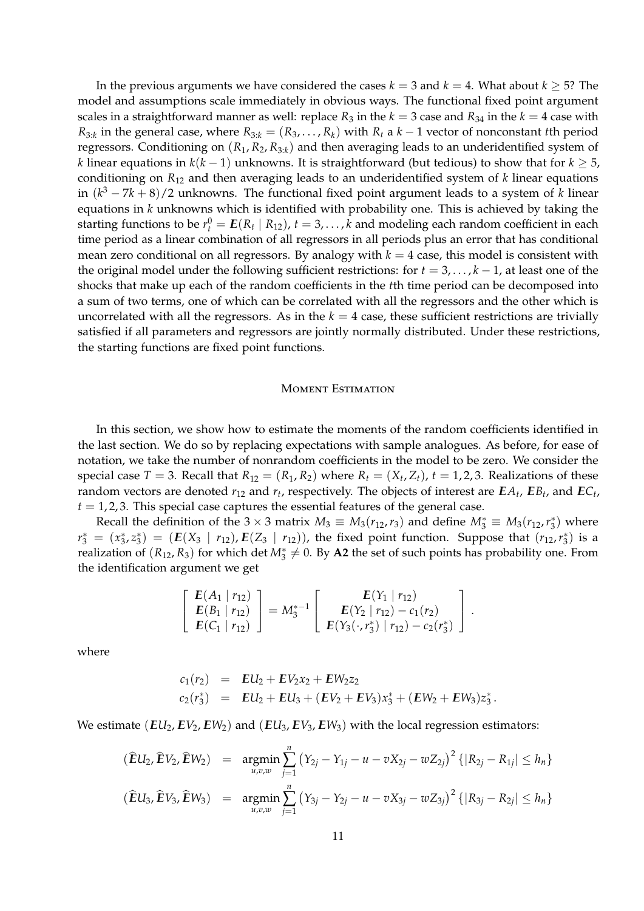In the previous arguments we have considered the cases $k = 3$ and $k = 4$. What about $k \geq 5$? The model and assumptions scale immediately in obvious ways. The functional fixed point argument scales in a straightforward manner as well: replace $R_3$ in the $k = 3$ case and $R_{34}$ in the $k = 4$ case with $R_{3:k}$ in the general case, where $R_{3:k} = (R_3, \ldots, R_k)$ with $R_t$ a $k-1$ vector of nonconstant $t$th period regressors. Conditioning on $(R_1, R_2, R_{3:k})$ and then averaging leads to an underidentified system of $k$ linear equations in $k(k-1)$ unknowns. It is straightforward (but tedious) to show that for $k \geq 5$, conditioning on $R_{12}$ and then averaging leads to an underidentified system of $k$ linear equations in $(k^3 - 7k + 8)/2$ unknowns. The functional fixed point argument leads to a system of $k$ linear equations in $k$ unknowns which is identified with probability one. This is achieved by taking the starting functions to be $r_t^0 = \boldsymbol{E}(R_t \mid R_{12})$, $t = 3, \ldots, k$ and modeling each random coefficient in each time period as a linear combination of all regressors in all periods plus an error that has conditional mean zero conditional on all regressors. By analogy with $k = 4$ case, this model is consistent with the original model under the following sufficient restrictions: for $t = 3, \ldots, k-1$, at least one of the shocks that make up each of the random coefficients in the $t$th time period can be decomposed into a sum of two terms, one of which can be correlated with all the regressors and the other which is uncorrelated with all the regressors. As in the $k = 4$ case, these sufficient restrictions are trivially satisfied if all parameters and regressors are jointly normally distributed. Under these restrictions, the starting functions are fixed point functions.

## Moment Estimation

In this section, we show how to estimate the moments of the random coefficients identified in the last section. We do so by replacing expectations with sample analogues. As before, for ease of notation, we take the number of nonrandom coefficients in the model to be zero. We consider the special case $T = 3$. Recall that $R_{12} = (R_1, R_2)$ where $R_t = (X_t, Z_t)$, $t = 1, 2, 3$. Realizations of these random vectors are denoted $r_{12}$ and $r_t$, respectively. The objects of interest are $\boldsymbol{E}A_t$, $\boldsymbol{E}B_t$, and $\boldsymbol{E}C_t$, $t = 1, 2, 3$. This special case captures the essential features of the general case.

Recall the definition of the $3 \times 3$ matrix $M_3 \equiv M_3(r_{12}, r_3)$ and define $M_3^* \equiv M_3(r_{12}, r_3^*)$ where $r_3^* = (x_3^*, z_3^*) = (\boldsymbol{E}(X_3 \mid r_{12}), \boldsymbol{E}(Z_3 \mid r_{12}))$, the fixed point function. Suppose that $(r_{12}, r_3^*)$ is a realization of $(R_{12}, R_3)$ for which $\det M_3^* \neq 0$. By **A2** the set of such points has probability one. From the identification argument we get

$$
\begin{bmatrix} \boldsymbol{E}(A_1 \mid r_{12}) \\ \boldsymbol{E}(B_1 \mid r_{12}) \\ \boldsymbol{E}(C_1 \mid r_{12}) \end{bmatrix} = M_3^{*-1} \begin{bmatrix} \boldsymbol{E}(Y_1 \mid r_{12}) \\ \boldsymbol{E}(Y_2 \mid r_{12}) - c_1(r_2) \\ \boldsymbol{E}(Y_3(\cdot, r_3^*) \mid r_{12}) - c_2(r_3^*) \end{bmatrix}.
$$

where

$$
\begin{aligned}
c_1(r_2) &= \boldsymbol{E}U_2 + \boldsymbol{E}V_2 x_2 + \boldsymbol{E}W_2 z_2 \\
c_2(r_3^*) &= \boldsymbol{E}U_2 + \boldsymbol{E}U_3 + (\boldsymbol{E}V_2 + \boldsymbol{E}V_3) x_3^* + (\boldsymbol{E}W_2 + \boldsymbol{E}W_3) z_3^*.
\end{aligned}
$$

We estimate $(\boldsymbol{E}U_2, \boldsymbol{E}V_2, \boldsymbol{E}W_2)$ and $(\boldsymbol{E}U_3, \boldsymbol{E}V_3, \boldsymbol{E}W_3)$ with the local regression estimators:

$$
\begin{aligned}
(\widehat{\boldsymbol{E}}U_2, \widehat{\boldsymbol{E}}V_2, \widehat{\boldsymbol{E}}W_2) &= \underset{u,v,w}{\operatorname{argmin}} \sum_{j=1}^{n} \left( Y_{2j} - Y_{1j} - u - vX_{2j} - wZ_{2j} \right)^2 \{ |R_{2j} - R_{1j}| \leq h_n \} \\
(\widehat{\boldsymbol{E}}U_3, \widehat{\boldsymbol{E}}V_3, \widehat{\boldsymbol{E}}W_3) &= \underset{u,v,w}{\operatorname{argmin}} \sum_{j=1}^{n} \left( Y_{3j} - Y_{2j} - u - vX_{3j} - wZ_{3j} \right)^2 \{ |R_{3j} - R_{2j}| \leq h_n \}
\end{aligned}
$$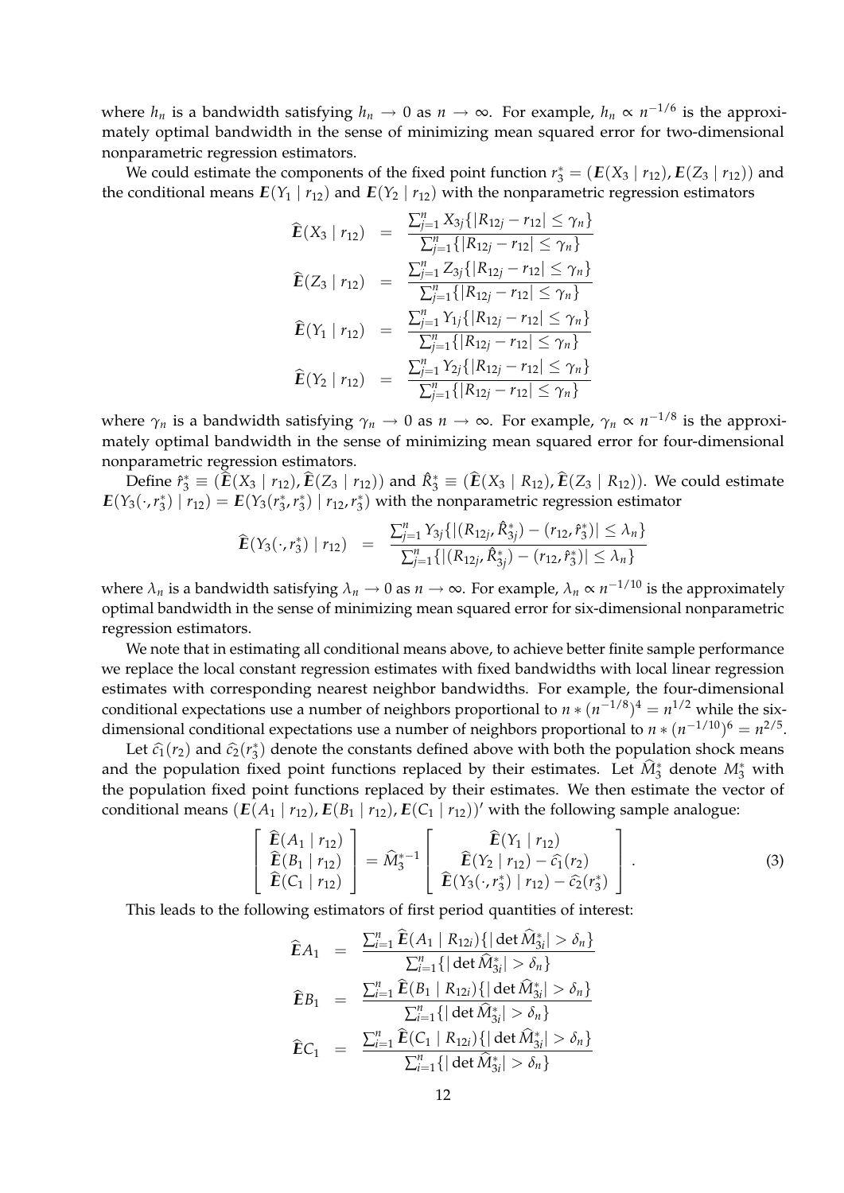where $h_n$ is a bandwidth satisfying $h_n \to 0$ as $n \to \infty$. For example, $h_n \propto n^{-1/6}$ is the approximately optimal bandwidth in the sense of minimizing mean squared error for two-dimensional nonparametric regression estimators.

We could estimate the components of the fixed point function $r_3^* = (\boldsymbol{E}(X_3 \mid r_{12}), \boldsymbol{E}(Z_3 \mid r_{12}))$ and the conditional means $\boldsymbol{E}(Y_1 \mid r_{12})$ and $\boldsymbol{E}(Y_2 \mid r_{12})$ with the nonparametric regression estimators

$$
\begin{aligned}
\widehat{\boldsymbol{E}}(X_3 \mid r_{12}) &= \frac{\sum_{j=1}^n X_{3j}\{|R_{12j} - r_{12}| \le \gamma_n\}}{\sum_{j=1}^n \{|R_{12j} - r_{12}| \le \gamma_n\}} \\
\widehat{\boldsymbol{E}}(Z_3 \mid r_{12}) &= \frac{\sum_{j=1}^n Z_{3j}\{|R_{12j} - r_{12}| \le \gamma_n\}}{\sum_{j=1}^n \{|R_{12j} - r_{12}| \le \gamma_n\}} \\
\widehat{\boldsymbol{E}}(Y_1 \mid r_{12}) &= \frac{\sum_{j=1}^n Y_{1j}\{|R_{12j} - r_{12}| \le \gamma_n\}}{\sum_{j=1}^n \{|R_{12j} - r_{12}| \le \gamma_n\}} \\
\widehat{\boldsymbol{E}}(Y_2 \mid r_{12}) &= \frac{\sum_{j=1}^n Y_{2j}\{|R_{12j} - r_{12}| \le \gamma_n\}}{\sum_{j=1}^n \{|R_{12j} - r_{12}| \le \gamma_n\}}
\end{aligned}
$$

where $\gamma_n$ is a bandwidth satisfying $\gamma_n \to 0$ as $n \to \infty$. For example, $\gamma_n \propto n^{-1/8}$ is the approximately optimal bandwidth in the sense of minimizing mean squared error for four-dimensional nonparametric regression estimators.

Define $\hat{r}_3^* \equiv (\widehat{\boldsymbol{E}}(X_3 \mid r_{12}), \widehat{\boldsymbol{E}}(Z_3 \mid r_{12}))$ and $\hat{R}_3^* \equiv (\widehat{\boldsymbol{E}}(X_3 \mid R_{12}), \widehat{\boldsymbol{E}}(Z_3 \mid R_{12}))$. We could estimate $\boldsymbol{E}(Y_3(\cdot, r_3^*) \mid r_{12}) = \boldsymbol{E}(Y_3(r_3^*, r_3^*) \mid r_{12}, r_3^*)$ with the nonparametric regression estimator

$$
\widehat{\boldsymbol{E}}(Y_3(\cdot, r_3^*) \mid r_{12}) = \frac{\sum_{j=1}^n Y_{3j}\{|(R_{12j}, \hat{R}_{3j}^*) - (r_{12}, \hat{r}_3^*)| \le \lambda_n\}}{\sum_{j=1}^n \{|(R_{12j}, \hat{R}_{3j}^*) - (r_{12}, \hat{r}_3^*)| \le \lambda_n\}}
$$

where $\lambda_n$ is a bandwidth satisfying $\lambda_n \to 0$ as $n \to \infty$. For example, $\lambda_n \propto n^{-1/10}$ is the approximately optimal bandwidth in the sense of minimizing mean squared error for six-dimensional nonparametric regression estimators.

We note that in estimating all conditional means above, to achieve better finite sample performance we replace the local constant regression estimates with fixed bandwidths with local linear regression estimates with corresponding nearest neighbor bandwidths. For example, the four-dimensional conditional expectations use a number of neighbors proportional to $n * (n^{-1/8})^4 = n^{1/2}$ while the six-dimensional conditional expectations use a number of neighbors proportional to $n * (n^{-1/10})^6 = n^{2/5}$.

Let $\widehat{c_1}(r_2)$ and $\widehat{c_2}(r_3^*)$ denote the constants defined above with both the population shock means and the population fixed point functions replaced by their estimates. Let $\widehat{M}_3^*$ denote $M_3^*$ with the population fixed point functions replaced by their estimates. We then estimate the vector of conditional means $(\boldsymbol{E}(A_1 \mid r_{12}), \boldsymbol{E}(B_1 \mid r_{12}), \boldsymbol{E}(C_1 \mid r_{12}))'$ with the following sample analogue:

$$
\begin{bmatrix} \widehat{\boldsymbol{E}}(A_1 \mid r_{12}) \\ \widehat{\boldsymbol{E}}(B_1 \mid r_{12}) \\ \widehat{\boldsymbol{E}}(C_1 \mid r_{12}) \end{bmatrix} = \widehat{M}_3^{*-1} \begin{bmatrix} \widehat{\boldsymbol{E}}(Y_1 \mid r_{12}) \\ \widehat{\boldsymbol{E}}(Y_2 \mid r_{12}) - \widehat{c_1}(r_2) \\ \widehat{\boldsymbol{E}}(Y_3(\cdot, r_3^*) \mid r_{12}) - \widehat{c_2}(r_3^*) \end{bmatrix}. \tag{3}
$$

This leads to the following estimators of first period quantities of interest:

$$
\begin{aligned}
\widehat{\boldsymbol{E}}A_1 &= \frac{\sum_{i=1}^n \widehat{\boldsymbol{E}}(A_1 \mid R_{12i})\{|\det \widehat{M}_{3i}^*| > \delta_n\}}{\sum_{i=1}^n \{|\det \widehat{M}_{3i}^*| > \delta_n\}} \\
\widehat{\boldsymbol{E}}B_1 &= \frac{\sum_{i=1}^n \widehat{\boldsymbol{E}}(B_1 \mid R_{12i})\{|\det \widehat{M}_{3i}^*| > \delta_n\}}{\sum_{i=1}^n \{|\det \widehat{M}_{3i}^*| > \delta_n\}} \\
\widehat{\boldsymbol{E}}C_1 &= \frac{\sum_{i=1}^n \widehat{\boldsymbol{E}}(C_1 \mid R_{12i})\{|\det \widehat{M}_{3i}^*| > \delta_n\}}{\sum_{i=1}^n \{|\det \widehat{M}_{3i}^*| > \delta_n\}}
\end{aligned}
$$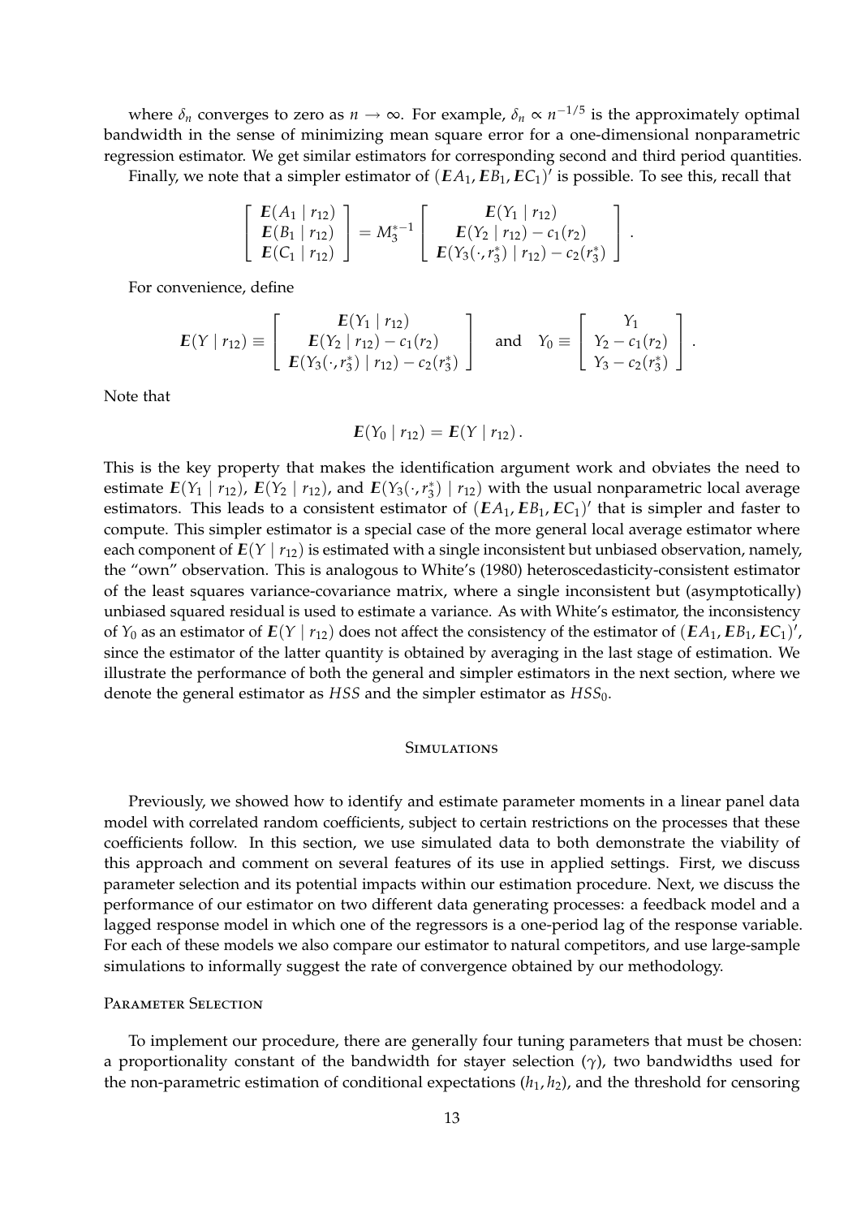where $\delta_n$ converges to zero as $n \to \infty$. For example, $\delta_n \propto n^{-1/5}$ is the approximately optimal bandwidth in the sense of minimizing mean square error for a one-dimensional nonparametric regression estimator. We get similar estimators for corresponding second and third period quantities.

Finally, we note that a simpler estimator of $(\boldsymbol{E}A_1, \boldsymbol{E}B_1, \boldsymbol{E}C_1)'$ is possible. To see this, recall that

$$
\begin{bmatrix} \boldsymbol{E}(A_1 \mid r_{12}) \\ \boldsymbol{E}(B_1 \mid r_{12}) \\ \boldsymbol{E}(C_1 \mid r_{12}) \end{bmatrix} = M_3^{*-1} \begin{bmatrix} \boldsymbol{E}(Y_1 \mid r_{12}) \\ \boldsymbol{E}(Y_2 \mid r_{12}) - c_1(r_2) \\ \boldsymbol{E}(Y_3(\cdot, r_3^*) \mid r_{12}) - c_2(r_3^*) \end{bmatrix}.
$$

For convenience, define

$$
\boldsymbol{E}(Y \mid r_{12}) \equiv \begin{bmatrix} \boldsymbol{E}(Y_1 \mid r_{12}) \\ \boldsymbol{E}(Y_2 \mid r_{12}) - c_1(r_2) \\ \boldsymbol{E}(Y_3(\cdot, r_3^*) \mid r_{12}) - c_2(r_3^*) \end{bmatrix} \quad \text{and} \quad Y_0 \equiv \begin{bmatrix} Y_1 \\ Y_2 - c_1(r_2) \\ Y_3 - c_2(r_3^*) \end{bmatrix}.
$$

Note that

$$
\boldsymbol{E}(Y_0 \mid r_{12}) = \boldsymbol{E}(Y \mid r_{12}).
$$

This is the key property that makes the identification argument work and obviates the need to estimate $\boldsymbol{E}(Y_1 \mid r_{12})$, $\boldsymbol{E}(Y_2 \mid r_{12})$, and $\boldsymbol{E}(Y_3(\cdot, r_3^*) \mid r_{12})$ with the usual nonparametric local average estimators. This leads to a consistent estimator of $(\boldsymbol{E}A_1, \boldsymbol{E}B_1, \boldsymbol{E}C_1)'$ that is simpler and faster to compute. This simpler estimator is a special case of the more general local average estimator where each component of $\boldsymbol{E}(Y \mid r_{12})$ is estimated with a single inconsistent but unbiased observation, namely, the "own" observation. This is analogous to White's (1980) heteroscedasticity-consistent estimator of the least squares variance-covariance matrix, where a single inconsistent but (asymptotically) unbiased squared residual is used to estimate a variance. As with White's estimator, the inconsistency of $Y_0$ as an estimator of $\boldsymbol{E}(Y \mid r_{12})$ does not affect the consistency of the estimator of $(\boldsymbol{E}A_1, \boldsymbol{E}B_1, \boldsymbol{E}C_1)'$, since the estimator of the latter quantity is obtained by averaging in the last stage of estimation. We illustrate the performance of both the general and simpler estimators in the next section, where we denote the general estimator as *HSS* and the simpler estimator as $HSS_0$.

## Simulations

Previously, we showed how to identify and estimate parameter moments in a linear panel data model with correlated random coefficients, subject to certain restrictions on the processes that these coefficients follow. In this section, we use simulated data to both demonstrate the viability of this approach and comment on several features of its use in applied settings. First, we discuss parameter selection and its potential impacts within our estimation procedure. Next, we discuss the performance of our estimator on two different data generating processes: a feedback model and a lagged response model in which one of the regressors is a one-period lag of the response variable. For each of these models we also compare our estimator to natural competitors, and use large-sample simulations to informally suggest the rate of convergence obtained by our methodology.

### Parameter Selection

To implement our procedure, there are generally four tuning parameters that must be chosen: a proportionality constant of the bandwidth for stayer selection ($\gamma$), two bandwidths used for the non-parametric estimation of conditional expectations ($h_1, h_2$), and the threshold for censoring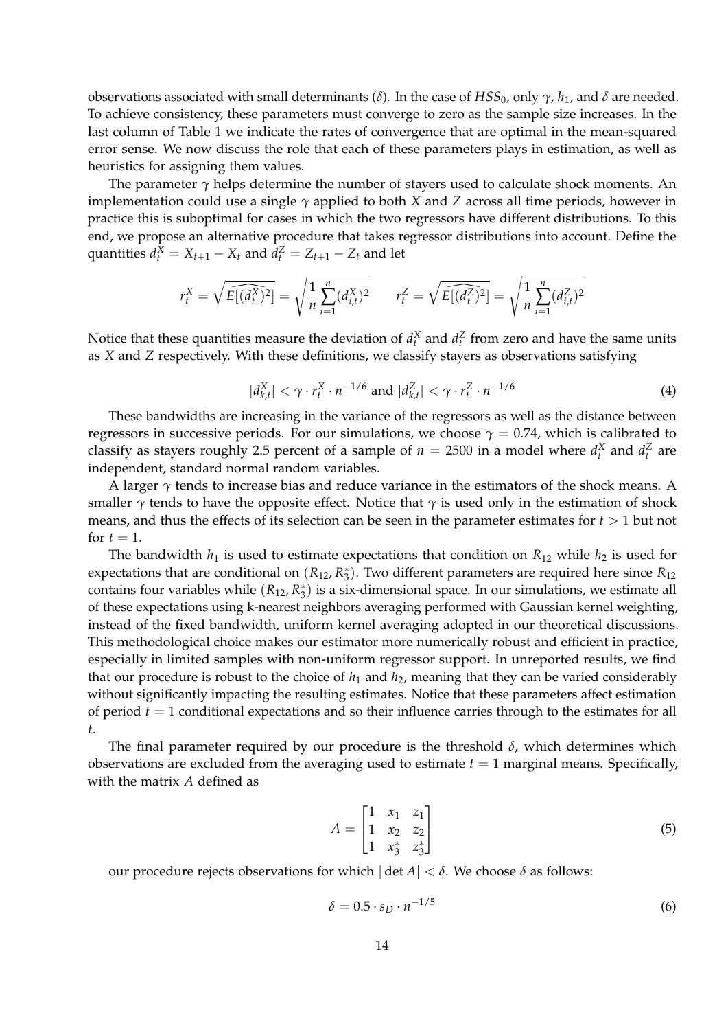observations associated with small determinants ($\delta$). In the case of $HSS_0$, only $\gamma$, $h_1$, and $\delta$ are needed. To achieve consistency, these parameters must converge to zero as the sample size increases. In the last column of Table 1 we indicate the rates of convergence that are optimal in the mean-squared error sense. We now discuss the role that each of these parameters plays in estimation, as well as heuristics for assigning them values.

The parameter $\gamma$ helps determine the number of stayers used to calculate shock moments. An implementation could use a single $\gamma$ applied to both $X$ and $Z$ across all time periods, however in practice this is suboptimal for cases in which the two regressors have different distributions. To this end, we propose an alternative procedure that takes regressor distributions into account. Define the quantities $d_t^X = X_{t+1} - X_t$ and $d_t^Z = Z_{t+1} - Z_t$ and let

$$r_t^X = \sqrt{\widehat{E[(d_t^X)^2]}} = \sqrt{\frac{1}{n}\sum_{i=1}^{n}(d_{i,t}^X)^2} \qquad r_t^Z = \sqrt{\widehat{E[(d_t^Z)^2]}} = \sqrt{\frac{1}{n}\sum_{i=1}^{n}(d_{i,t}^Z)^2}$$

Notice that these quantities measure the deviation of $d_t^X$ and $d_t^Z$ from zero and have the same units as $X$ and $Z$ respectively. With these definitions, we classify stayers as observations satisfying

$$|d_{k,t}^X| < \gamma \cdot r_t^X \cdot n^{-1/6} \text{ and } |d_{k,t}^Z| < \gamma \cdot r_t^Z \cdot n^{-1/6} \tag{4}$$

These bandwidths are increasing in the variance of the regressors as well as the distance between regressors in successive periods. For our simulations, we choose $\gamma = 0.74$, which is calibrated to classify as stayers roughly 2.5 percent of a sample of $n = 2500$ in a model where $d_t^X$ and $d_t^Z$ are independent, standard normal random variables.

A larger $\gamma$ tends to increase bias and reduce variance in the estimators of the shock means. A smaller $\gamma$ tends to have the opposite effect. Notice that $\gamma$ is used only in the estimation of shock means, and thus the effects of its selection can be seen in the parameter estimates for $t > 1$ but not for $t = 1$.

The bandwidth $h_1$ is used to estimate expectations that condition on $R_{12}$ while $h_2$ is used for expectations that are conditional on $(R_{12}, R_3^*)$. Two different parameters are required here since $R_{12}$ contains four variables while $(R_{12}, R_3^*)$ is a six-dimensional space. In our simulations, we estimate all of these expectations using k-nearest neighbors averaging performed with Gaussian kernel weighting, instead of the fixed bandwidth, uniform kernel averaging adopted in our theoretical discussions. This methodological choice makes our estimator more numerically robust and efficient in practice, especially in limited samples with non-uniform regressor support. In unreported results, we find that our procedure is robust to the choice of $h_1$ and $h_2$, meaning that they can be varied considerably without significantly impacting the resulting estimates. Notice that these parameters affect estimation of period $t = 1$ conditional expectations and so their influence carries through to the estimates for all $t$.

The final parameter required by our procedure is the threshold $\delta$, which determines which observations are excluded from the averaging used to estimate $t = 1$ marginal means. Specifically, with the matrix $A$ defined as

$$A = \begin{bmatrix} 1 & x_1 & z_1 \\ 1 & x_2 & z_2 \\ 1 & x_3^* & z_3^* \end{bmatrix} \tag{5}$$

our procedure rejects observations for which $|\det A| < \delta$. We choose $\delta$ as follows:

$$\delta = 0.5 \cdot s_D \cdot n^{-1/5} \tag{6}$$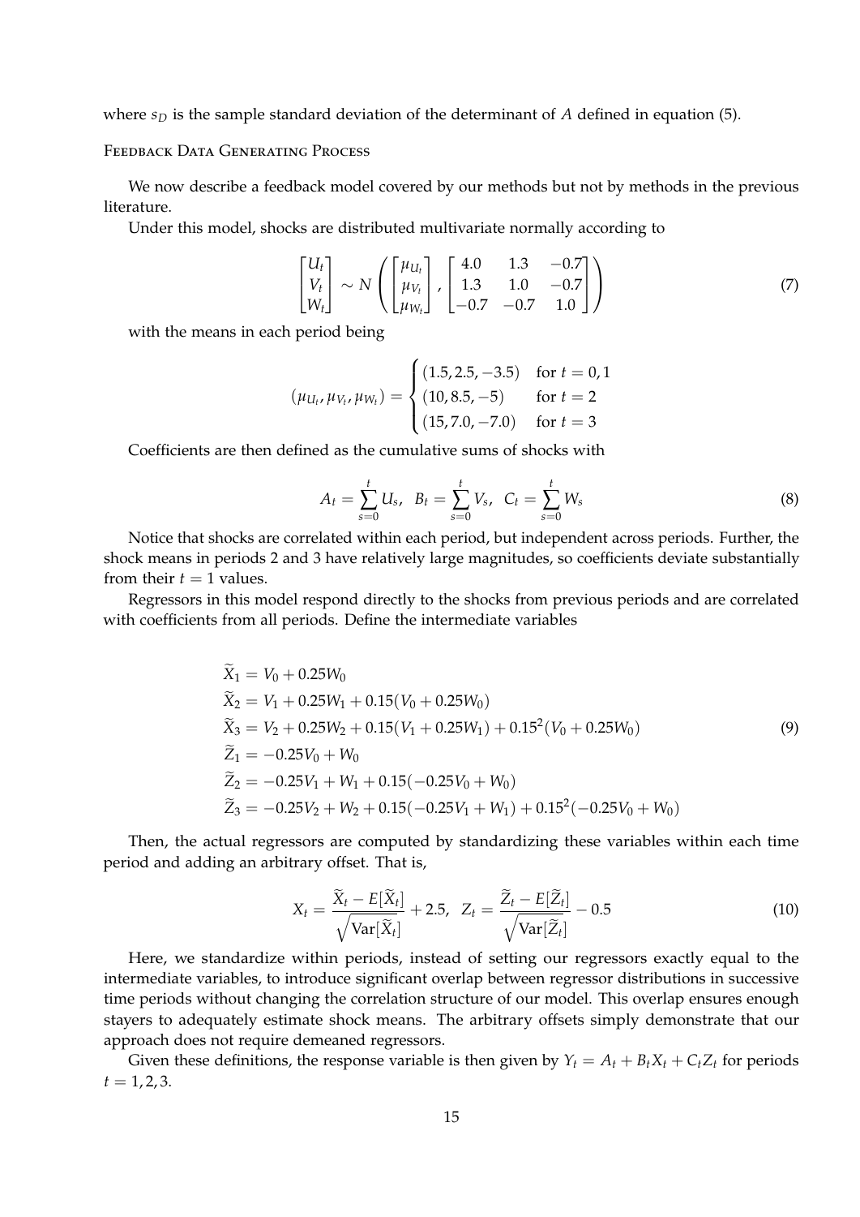where $s_D$ is the sample standard deviation of the determinant of $A$ defined in equation (5).

### Feedback Data Generating Process

We now describe a feedback model covered by our methods but not by methods in the previous literature.

Under this model, shocks are distributed multivariate normally according to

$$\begin{bmatrix} U_t \\ V_t \\ W_t \end{bmatrix} \sim N\left( \begin{bmatrix} \mu_{U_t} \\ \mu_{V_t} \\ \mu_{W_t} \end{bmatrix}, \begin{bmatrix} 4.0 & 1.3 & -0.7 \\ 1.3 & 1.0 & -0.7 \\ -0.7 & -0.7 & 1.0 \end{bmatrix} \right) \tag{7}$$

with the means in each period being

$$(\mu_{U_t}, \mu_{V_t}, \mu_{W_t}) = \begin{cases} (1.5, 2.5, -3.5) & \text{for } t = 0, 1 \\ (10, 8.5, -5) & \text{for } t = 2 \\ (15, 7.0, -7.0) & \text{for } t = 3 \end{cases}$$

Coefficients are then defined as the cumulative sums of shocks with

$$A_t = \sum_{s=0}^{t} U_s, \quad B_t = \sum_{s=0}^{t} V_s, \quad C_t = \sum_{s=0}^{t} W_s \tag{8}$$

Notice that shocks are correlated within each period, but independent across periods. Further, the shock means in periods 2 and 3 have relatively large magnitudes, so coefficients deviate substantially from their $t = 1$ values.

Regressors in this model respond directly to the shocks from previous periods and are correlated with coefficients from all periods. Define the intermediate variables

$$\begin{aligned}
\widetilde{X}_1 &= V_0 + 0.25W_0 \\
\widetilde{X}_2 &= V_1 + 0.25W_1 + 0.15(V_0 + 0.25W_0) \\
\widetilde{X}_3 &= V_2 + 0.25W_2 + 0.15(V_1 + 0.25W_1) + 0.15^2(V_0 + 0.25W_0) \\
\widetilde{Z}_1 &= -0.25V_0 + W_0 \\
\widetilde{Z}_2 &= -0.25V_1 + W_1 + 0.15(-0.25V_0 + W_0) \\
\widetilde{Z}_3 &= -0.25V_2 + W_2 + 0.15(-0.25V_1 + W_1) + 0.15^2(-0.25V_0 + W_0)
\end{aligned} \tag{9}$$

Then, the actual regressors are computed by standardizing these variables within each time period and adding an arbitrary offset. That is,

$$X_t = \frac{\widetilde{X}_t - E[\widetilde{X}_t]}{\sqrt{\text{Var}[\widetilde{X}_t]}} + 2.5, \quad Z_t = \frac{\widetilde{Z}_t - E[\widetilde{Z}_t]}{\sqrt{\text{Var}[\widetilde{Z}_t]}} - 0.5 \tag{10}$$

Here, we standardize within periods, instead of setting our regressors exactly equal to the intermediate variables, to introduce significant overlap between regressor distributions in successive time periods without changing the correlation structure of our model. This overlap ensures enough stayers to adequately estimate shock means. The arbitrary offsets simply demonstrate that our approach does not require demeaned regressors.

Given these definitions, the response variable is then given by $Y_t = A_t + B_t X_t + C_t Z_t$ for periods $t = 1, 2, 3$.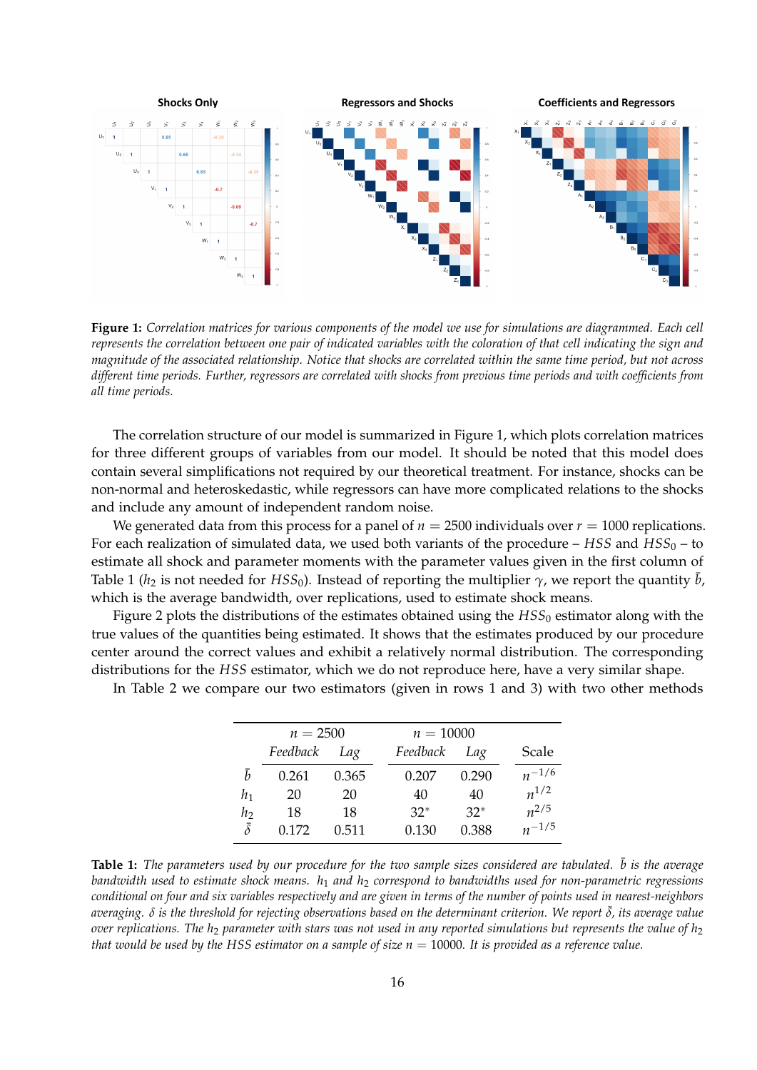**Figure 1:** *Correlation matrices for various components of the model we use for simulations are diagrammed. Each cell represents the correlation between one pair of indicated variables with the coloration of that cell indicating the sign and magnitude of the associated relationship. Notice that shocks are correlated within the same time period, but not across different time periods. Further, regressors are correlated with shocks from previous time periods and with coefficients from all time periods.*

The correlation structure of our model is summarized in Figure 1, which plots correlation matrices for three different groups of variables from our model. It should be noted that this model does contain several simplifications not required by our theoretical treatment. For instance, shocks can be non-normal and heteroskedastic, while regressors can have more complicated relations to the shocks and include any amount of independent random noise.

We generated data from this process for a panel of $n = 2500$ individuals over $r = 1000$ replications. For each realization of simulated data, we used both variants of the procedure – $HSS$ and $HSS_0$ – to estimate all shock and parameter moments with the parameter values given in the first column of Table 1 ($h_2$ is not needed for $HSS_0$). Instead of reporting the multiplier $\gamma$, we report the quantity $\bar{b}$, which is the average bandwidth, over replications, used to estimate shock means.

Figure 2 plots the distributions of the estimates obtained using the $HSS_0$ estimator along with the true values of the quantities being estimated. It shows that the estimates produced by our procedure center around the correct values and exhibit a relatively normal distribution. The corresponding distributions for the $HSS$ estimator, which we do not reproduce here, have a very similar shape.

In Table 2 we compare our two estimators (given in rows 1 and 3) with two other methods

| | $n = 2500$ | | $n = 10000$ | | |
|---|---|---|---|---|---|
| | *Feedback* | *Lag* | *Feedback* | *Lag* | Scale |
| $\bar{b}$ | 0.261 | 0.365 | 0.207 | 0.290 | $n^{-1/6}$ |
| $h_1$ | 20 | 20 | 40 | 40 | $n^{1/2}$ |
| $h_2$ | 18 | 18 | 32* | 32* | $n^{2/5}$ |
| $\bar{\delta}$ | 0.172 | 0.511 | 0.130 | 0.388 | $n^{-1/5}$ |

**Table 1:** *The parameters used by our procedure for the two sample sizes considered are tabulated. $\bar{b}$ is the average bandwidth used to estimate shock means. $h_1$ and $h_2$ correspond to bandwidths used for non-parametric regressions conditional on four and six variables respectively and are given in terms of the number of points used in nearest-neighbors averaging. $\delta$ is the threshold for rejecting observations based on the determinant criterion. We report $\bar{\delta}$, its average value over replications. The $h_2$ parameter with stars was not used in any reported simulations but represents the value of $h_2$ that would be used by the HSS estimator on a sample of size $n = 10000$. It is provided as a reference value.*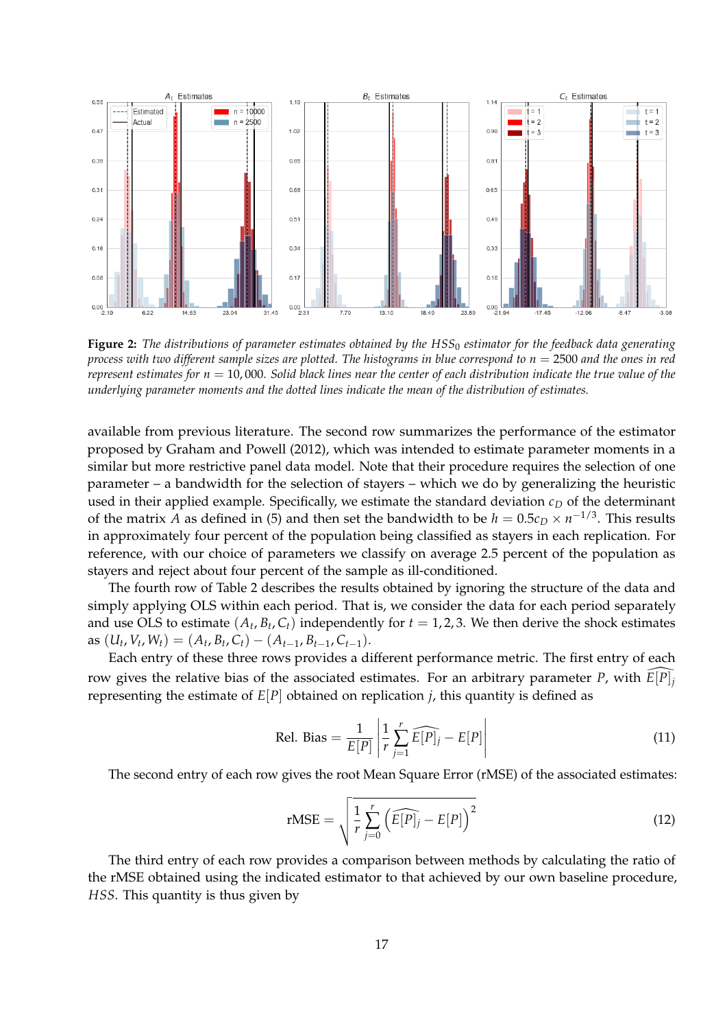**Figure 2:** *The distributions of parameter estimates obtained by the $HSS_0$ estimator for the feedback data generating process with two different sample sizes are plotted. The histograms in blue correspond to $n = 2500$ and the ones in red represent estimates for $n = 10,000$. Solid black lines near the center of each distribution indicate the true value of the underlying parameter moments and the dotted lines indicate the mean of the distribution of estimates.*

available from previous literature. The second row summarizes the performance of the estimator proposed by Graham and Powell (2012), which was intended to estimate parameter moments in a similar but more restrictive panel data model. Note that their procedure requires the selection of one parameter – a bandwidth for the selection of stayers – which we do by generalizing the heuristic used in their applied example. Specifically, we estimate the standard deviation $c_D$ of the determinant of the matrix $A$ as defined in (5) and then set the bandwidth to be $h = 0.5c_D \times n^{-1/3}$. This results in approximately four percent of the population being classified as stayers in each replication. For reference, with our choice of parameters we classify on average 2.5 percent of the population as stayers and reject about four percent of the sample as ill-conditioned.

The fourth row of Table 2 describes the results obtained by ignoring the structure of the data and simply applying OLS within each period. That is, we consider the data for each period separately and use OLS to estimate $(A_t, B_t, C_t)$ independently for $t = 1, 2, 3$. We then derive the shock estimates as $(U_t, V_t, W_t) = (A_t, B_t, C_t) - (A_{t-1}, B_{t-1}, C_{t-1})$.

Each entry of these three rows provides a different performance metric. The first entry of each row gives the relative bias of the associated estimates. For an arbitrary parameter $P$, with $\widehat{E[P]}_j$ representing the estimate of $E[P]$ obtained on replication $j$, this quantity is defined as

$$\text{Rel. Bias} = \frac{1}{E[P]} \left| \frac{1}{r} \sum_{j=1}^{r} \widehat{E[P]}_j - E[P] \right| \tag{11}$$

The second entry of each row gives the root Mean Square Error (rMSE) of the associated estimates:

$$\text{rMSE} = \sqrt{\frac{1}{r} \sum_{j=0}^{r} \left( \widehat{E[P]}_j - E[P] \right)^2} \tag{12}$$

The third entry of each row provides a comparison between methods by calculating the ratio of the rMSE obtained using the indicated estimator to that achieved by our own baseline procedure, *HSS*. This quantity is thus given by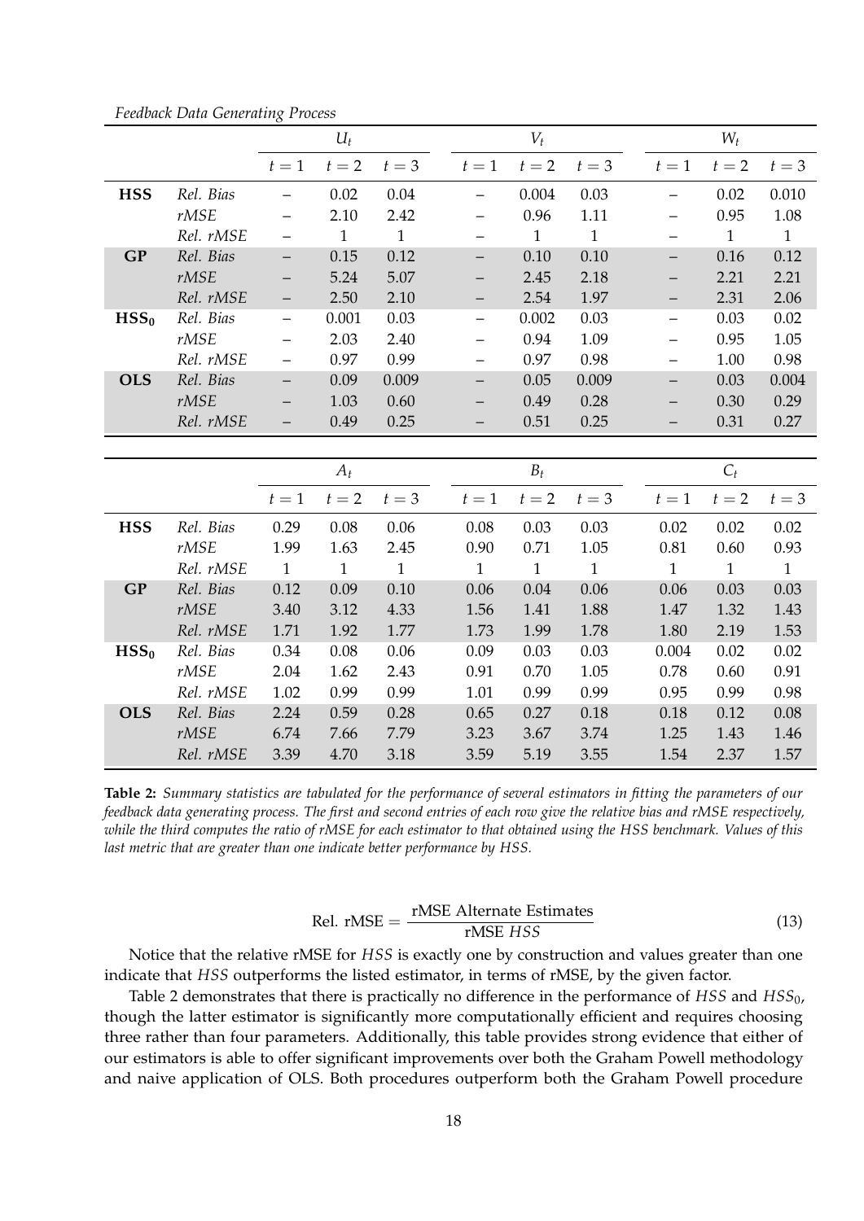*Feedback Data Generating Process*

| | | $U_t$ | | | $V_t$ | | | $W_t$ | | |
|---|---|---|---|---|---|---|---|---|---|---|
| | | $t=1$ | $t=2$ | $t=3$ | $t=1$ | $t=2$ | $t=3$ | $t=1$ | $t=2$ | $t=3$ |
| **HSS** | *Rel. Bias* | – | 0.02 | 0.04 | – | 0.004 | 0.03 | – | 0.02 | 0.010 |
| | *rMSE* | – | 2.10 | 2.42 | – | 0.96 | 1.11 | – | 0.95 | 1.08 |
| | *Rel. rMSE* | – | 1 | 1 | – | 1 | 1 | – | 1 | 1 |
| **GP** | *Rel. Bias* | – | 0.15 | 0.12 | – | 0.10 | 0.10 | – | 0.16 | 0.12 |
| | *rMSE* | – | 5.24 | 5.07 | – | 2.45 | 2.18 | – | 2.21 | 2.21 |
| | *Rel. rMSE* | – | 2.50 | 2.10 | – | 2.54 | 1.97 | – | 2.31 | 2.06 |
| $\mathbf{HSS_0}$ | *Rel. Bias* | – | 0.001 | 0.03 | – | 0.002 | 0.03 | – | 0.03 | 0.02 |
| | *rMSE* | – | 2.03 | 2.40 | – | 0.94 | 1.09 | – | 0.95 | 1.05 |
| | *Rel. rMSE* | – | 0.97 | 0.99 | – | 0.97 | 0.98 | – | 1.00 | 0.98 |
| **OLS** | *Rel. Bias* | – | 0.09 | 0.009 | – | 0.05 | 0.009 | – | 0.03 | 0.004 |
| | *rMSE* | – | 1.03 | 0.60 | – | 0.49 | 0.28 | – | 0.30 | 0.29 |
| | *Rel. rMSE* | – | 0.49 | 0.25 | – | 0.51 | 0.25 | – | 0.31 | 0.27 |

| | | $A_t$ | | | $B_t$ | | | $C_t$ | | |
|---|---|---|---|---|---|---|---|---|---|---|
| | | $t=1$ | $t=2$ | $t=3$ | $t=1$ | $t=2$ | $t=3$ | $t=1$ | $t=2$ | $t=3$ |
| **HSS** | *Rel. Bias* | 0.29 | 0.08 | 0.06 | 0.08 | 0.03 | 0.03 | 0.02 | 0.02 | 0.02 |
| | *rMSE* | 1.99 | 1.63 | 2.45 | 0.90 | 0.71 | 1.05 | 0.81 | 0.60 | 0.93 |
| | *Rel. rMSE* | 1 | 1 | 1 | 1 | 1 | 1 | 1 | 1 | 1 |
| **GP** | *Rel. Bias* | 0.12 | 0.09 | 0.10 | 0.06 | 0.04 | 0.06 | 0.06 | 0.03 | 0.03 |
| | *rMSE* | 3.40 | 3.12 | 4.33 | 1.56 | 1.41 | 1.88 | 1.47 | 1.32 | 1.43 |
| | *Rel. rMSE* | 1.71 | 1.92 | 1.77 | 1.73 | 1.99 | 1.78 | 1.80 | 2.19 | 1.53 |
| $\mathbf{HSS_0}$ | *Rel. Bias* | 0.34 | 0.08 | 0.06 | 0.09 | 0.03 | 0.03 | 0.004 | 0.02 | 0.02 |
| | *rMSE* | 2.04 | 1.62 | 2.43 | 0.91 | 0.70 | 1.05 | 0.78 | 0.60 | 0.91 |
| | *Rel. rMSE* | 1.02 | 0.99 | 0.99 | 1.01 | 0.99 | 0.99 | 0.95 | 0.99 | 0.98 |
| **OLS** | *Rel. Bias* | 2.24 | 0.59 | 0.28 | 0.65 | 0.27 | 0.18 | 0.18 | 0.12 | 0.08 |
| | *rMSE* | 6.74 | 7.66 | 7.79 | 3.23 | 3.67 | 3.74 | 1.25 | 1.43 | 1.46 |
| | *Rel. rMSE* | 3.39 | 4.70 | 3.18 | 3.59 | 5.19 | 3.55 | 1.54 | 2.37 | 1.57 |

**Table 2:** *Summary statistics are tabulated for the performance of several estimators in fitting the parameters of our feedback data generating process. The first and second entries of each row give the relative bias and rMSE respectively, while the third computes the ratio of rMSE for each estimator to that obtained using the HSS benchmark. Values of this last metric that are greater than one indicate better performance by HSS.*

$$\text{Rel. rMSE} = \frac{\text{rMSE Alternate Estimates}}{\text{rMSE } HSS} \tag{13}$$

Notice that the relative rMSE for $HSS$ is exactly one by construction and values greater than one indicate that $HSS$ outperforms the listed estimator, in terms of rMSE, by the given factor.

Table 2 demonstrates that there is practically no difference in the performance of $HSS$ and $HSS_0$, though the latter estimator is significantly more computationally efficient and requires choosing three rather than four parameters. Additionally, this table provides strong evidence that either of our estimators is able to offer significant improvements over both the Graham Powell methodology and naive application of OLS. Both procedures outperform both the Graham Powell procedure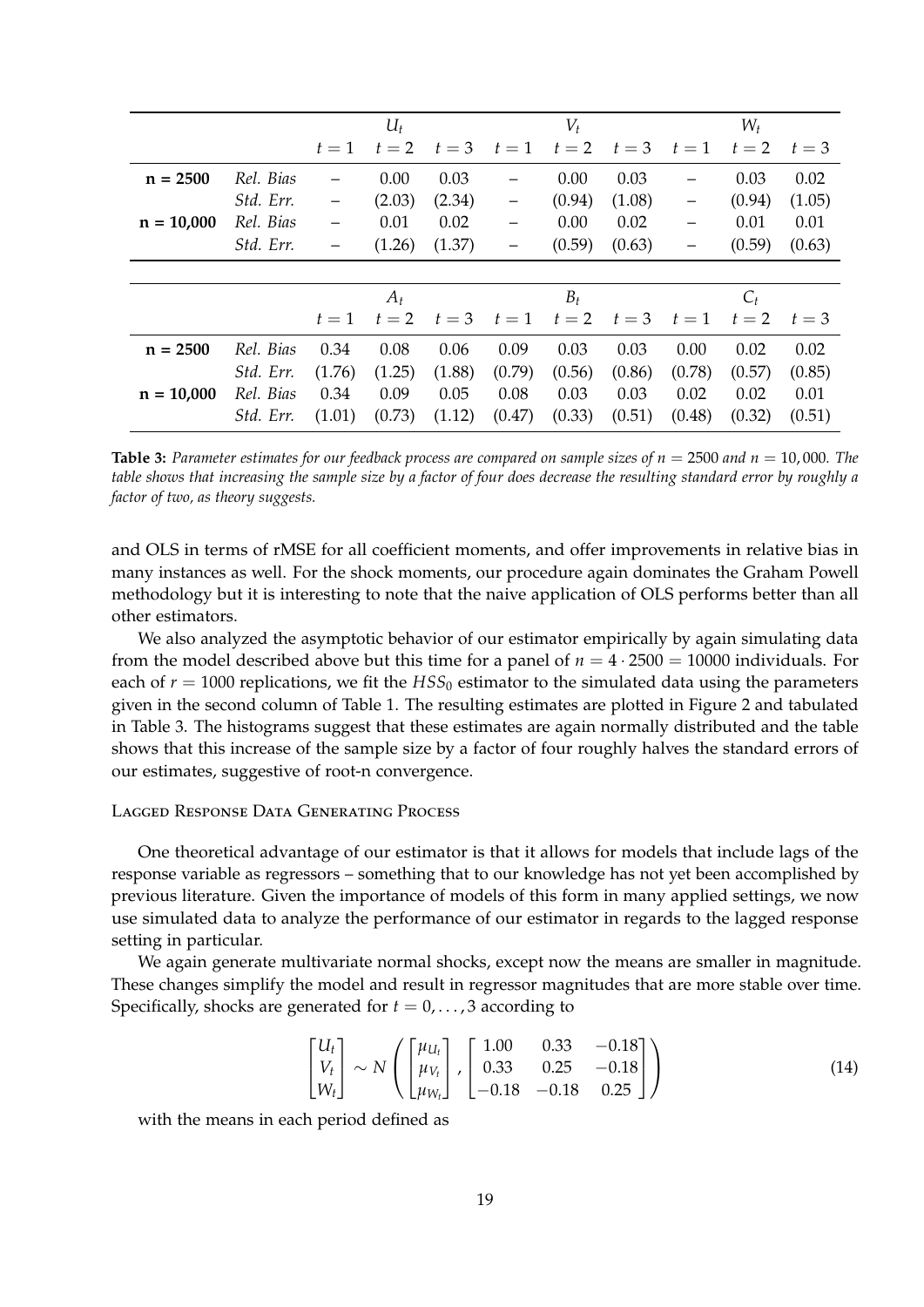| | | $U_t$ | | | $V_t$ | | | $W_t$ | | |
|---|---|---|---|---|---|---|---|---|---|---|
| | | $t=1$ | $t=2$ | $t=3$ | $t=1$ | $t=2$ | $t=3$ | $t=1$ | $t=2$ | $t=3$ |
| **n = 2500** | *Rel. Bias* | – | 0.00 | 0.03 | – | 0.00 | 0.03 | – | 0.03 | 0.02 |
| | *Std. Err.* | – | (2.03) | (2.34) | – | (0.94) | (1.08) | – | (0.94) | (1.05) |
| **n = 10,000** | *Rel. Bias* | – | 0.01 | 0.02 | – | 0.00 | 0.02 | – | 0.01 | 0.01 |
| | *Std. Err.* | – | (1.26) | (1.37) | – | (0.59) | (0.63) | – | (0.59) | (0.63) |

| | | $A_t$ | | | $B_t$ | | | $C_t$ | | |
|---|---|---|---|---|---|---|---|---|---|---|
| | | $t=1$ | $t=2$ | $t=3$ | $t=1$ | $t=2$ | $t=3$ | $t=1$ | $t=2$ | $t=3$ |
| **n = 2500** | *Rel. Bias* | 0.34 | 0.08 | 0.06 | 0.09 | 0.03 | 0.03 | 0.00 | 0.02 | 0.02 |
| | *Std. Err.* | (1.76) | (1.25) | (1.88) | (0.79) | (0.56) | (0.86) | (0.78) | (0.57) | (0.85) |
| **n = 10,000** | *Rel. Bias* | 0.34 | 0.09 | 0.05 | 0.08 | 0.03 | 0.03 | 0.02 | 0.02 | 0.01 |
| | *Std. Err.* | (1.01) | (0.73) | (1.12) | (0.47) | (0.33) | (0.51) | (0.48) | (0.32) | (0.51) |

**Table 3:** *Parameter estimates for our feedback process are compared on sample sizes of $n = 2500$ and $n = 10,000$. The table shows that increasing the sample size by a factor of four does decrease the resulting standard error by roughly a factor of two, as theory suggests.*

and OLS in terms of rMSE for all coefficient moments, and offer improvements in relative bias in many instances as well. For the shock moments, our procedure again dominates the Graham Powell methodology but it is interesting to note that the naive application of OLS performs better than all other estimators.

We also analyzed the asymptotic behavior of our estimator empirically by again simulating data from the model described above but this time for a panel of $n = 4 \cdot 2500 = 10000$ individuals. For each of $r = 1000$ replications, we fit the $HSS_0$ estimator to the simulated data using the parameters given in the second column of Table 1. The resulting estimates are plotted in Figure 2 and tabulated in Table 3. The histograms suggest that these estimates are again normally distributed and the table shows that this increase of the sample size by a factor of four roughly halves the standard errors of our estimates, suggestive of root-n convergence.

### Lagged Response Data Generating Process

One theoretical advantage of our estimator is that it allows for models that include lags of the response variable as regressors – something that to our knowledge has not yet been accomplished by previous literature. Given the importance of models of this form in many applied settings, we now use simulated data to analyze the performance of our estimator in regards to the lagged response setting in particular.

We again generate multivariate normal shocks, except now the means are smaller in magnitude. These changes simplify the model and result in regressor magnitudes that are more stable over time. Specifically, shocks are generated for $t = 0, \ldots, 3$ according to

$$\begin{bmatrix} U_t \\ V_t \\ W_t \end{bmatrix} \sim N\left( \begin{bmatrix} \mu_{U_t} \\ \mu_{V_t} \\ \mu_{W_t} \end{bmatrix}, \begin{bmatrix} 1.00 & 0.33 & -0.18 \\ 0.33 & 0.25 & -0.18 \\ -0.18 & -0.18 & 0.25 \end{bmatrix} \right) \tag{14}$$

with the means in each period defined as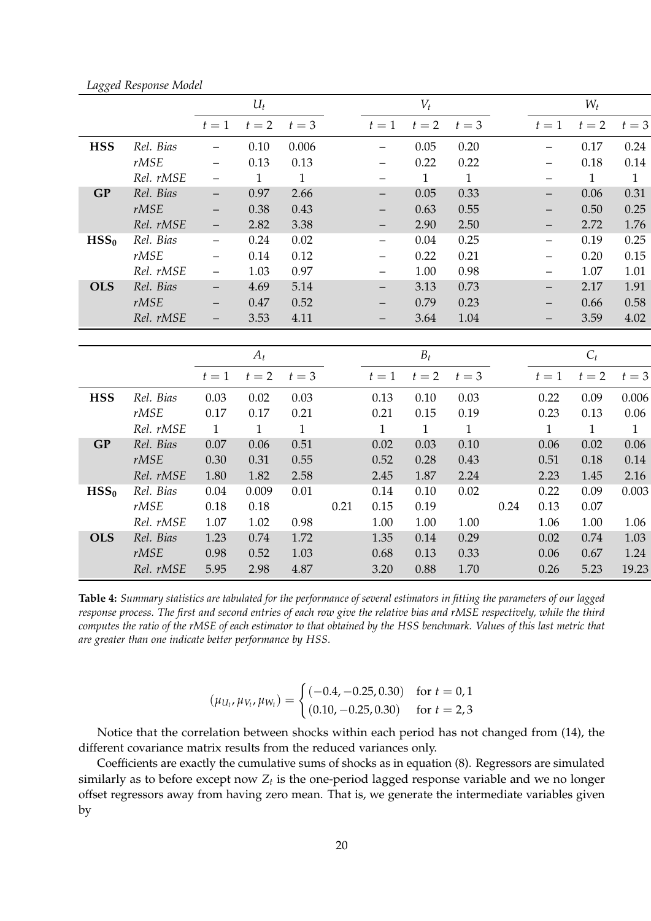*Lagged Response Model*

| | | $U_t$ | | | | $V_t$ | | | | $W_t$ | | |
|---|---|---|---|---|---|---|---|---|---|---|---|---|
| | | $t=1$ | $t=2$ | $t=3$ | | $t=1$ | $t=2$ | $t=3$ | | $t=1$ | $t=2$ | $t=3$ |
| **HSS** | *Rel. Bias* | – | 0.10 | 0.006 | | – | 0.05 | 0.20 | | – | 0.17 | 0.24 |
| | *rMSE* | – | 0.13 | 0.13 | | – | 0.22 | 0.22 | | – | 0.18 | 0.14 |
| | *Rel. rMSE* | – | 1 | 1 | | – | 1 | 1 | | – | 1 | 1 |
| **GP** | *Rel. Bias* | – | 0.97 | 2.66 | | – | 0.05 | 0.33 | | – | 0.06 | 0.31 |
| | *rMSE* | – | 0.38 | 0.43 | | – | 0.63 | 0.55 | | – | 0.50 | 0.25 |
| | *Rel. rMSE* | – | 2.82 | 3.38 | | – | 2.90 | 2.50 | | – | 2.72 | 1.76 |
| $\mathbf{HSS_0}$ | *Rel. Bias* | – | 0.24 | 0.02 | | – | 0.04 | 0.25 | | – | 0.19 | 0.25 |
| | *rMSE* | – | 0.14 | 0.12 | | – | 0.22 | 0.21 | | – | 0.20 | 0.15 |
| | *Rel. rMSE* | – | 1.03 | 0.97 | | – | 1.00 | 0.98 | | – | 1.07 | 1.01 |
| **OLS** | *Rel. Bias* | – | 4.69 | 5.14 | | – | 3.13 | 0.73 | | – | 2.17 | 1.91 |
| | *rMSE* | – | 0.47 | 0.52 | | – | 0.79 | 0.23 | | – | 0.66 | 0.58 |
| | *Rel. rMSE* | – | 3.53 | 4.11 | | – | 3.64 | 1.04 | | – | 3.59 | 4.02 |

| | | $A_t$ | | | | $B_t$ | | | | $C_t$ | | |
|---|---|---|---|---|---|---|---|---|---|---|---|---|
| | | $t=1$ | $t=2$ | $t=3$ | | $t=1$ | $t=2$ | $t=3$ | | $t=1$ | $t=2$ | $t=3$ |
| **HSS** | *Rel. Bias* | 0.03 | 0.02 | 0.03 | | 0.13 | 0.10 | 0.03 | | 0.22 | 0.09 | 0.006 |
| | *rMSE* | 0.17 | 0.17 | 0.21 | | 0.21 | 0.15 | 0.19 | | 0.23 | 0.13 | 0.06 |
| | *Rel. rMSE* | 1 | 1 | 1 | | 1 | 1 | 1 | | 1 | 1 | 1 |
| **GP** | *Rel. Bias* | 0.07 | 0.06 | 0.51 | | 0.02 | 0.03 | 0.10 | | 0.06 | 0.02 | 0.06 |
| | *rMSE* | 0.30 | 0.31 | 0.55 | | 0.52 | 0.28 | 0.43 | | 0.51 | 0.18 | 0.14 |
| | *Rel. rMSE* | 1.80 | 1.82 | 2.58 | | 2.45 | 1.87 | 2.24 | | 2.23 | 1.45 | 2.16 |
| $\mathbf{HSS_0}$ | *Rel. Bias* | 0.04 | 0.009 | 0.01 | | 0.14 | 0.10 | 0.02 | | 0.22 | 0.09 | 0.003 |
| | *rMSE* | 0.18 | 0.18 | | 0.21 | 0.15 | 0.19 | | 0.24 | 0.13 | 0.07 | |
| | *Rel. rMSE* | 1.07 | 1.02 | 0.98 | | 1.00 | 1.00 | 1.00 | | 1.06 | 1.00 | 1.06 |
| **OLS** | *Rel. Bias* | 1.23 | 0.74 | 1.72 | | 1.35 | 0.14 | 0.29 | | 0.02 | 0.74 | 1.03 |
| | *rMSE* | 0.98 | 0.52 | 1.03 | | 0.68 | 0.13 | 0.33 | | 0.06 | 0.67 | 1.24 |
| | *Rel. rMSE* | 5.95 | 2.98 | 4.87 | | 3.20 | 0.88 | 1.70 | | 0.26 | 5.23 | 19.23 |

**Table 4:** *Summary statistics are tabulated for the performance of several estimators in fitting the parameters of our lagged response process. The first and second entries of each row give the relative bias and rMSE respectively, while the third computes the ratio of the rMSE of each estimator to that obtained by the HSS benchmark. Values of this last metric that are greater than one indicate better performance by HSS.*

$$(\mu_{U_t}, \mu_{V_t}, \mu_{W_t}) = \begin{cases} (-0.4, -0.25, 0.30) & \text{for } t = 0, 1 \\ (0.10, -0.25, 0.30) & \text{for } t = 2, 3 \end{cases}$$

Notice that the correlation between shocks within each period has not changed from (14), the different covariance matrix results from the reduced variances only.

Coefficients are exactly the cumulative sums of shocks as in equation (8). Regressors are simulated similarly as to before except now $Z_t$ is the one-period lagged response variable and we no longer offset regressors away from having zero mean. That is, we generate the intermediate variables given by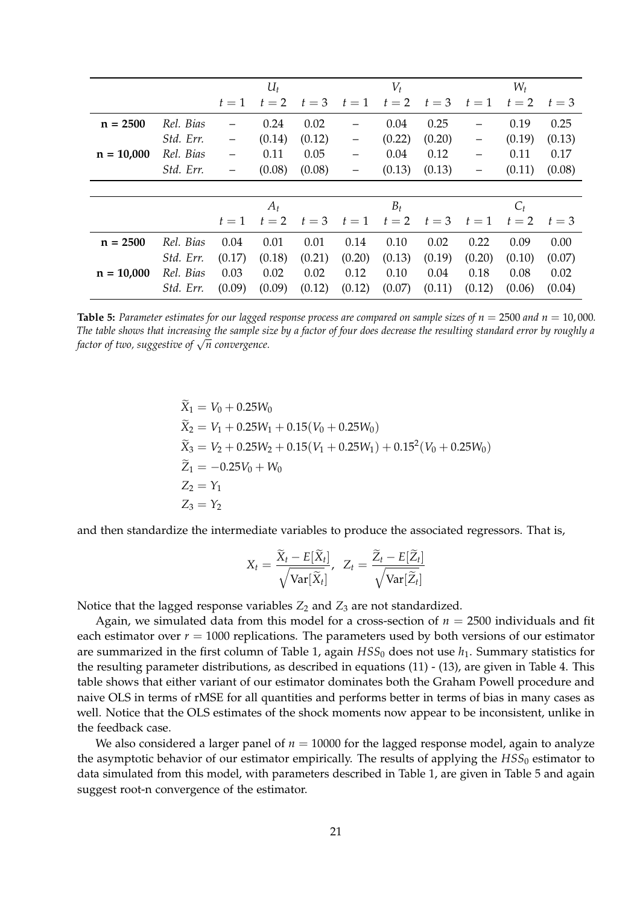| | | $U_t$ | | | $V_t$ | | | $W_t$ | | |
|---|---|---|---|---|---|---|---|---|---|---|
| | | $t=1$ | $t=2$ | $t=3$ | $t=1$ | $t=2$ | $t=3$ | $t=1$ | $t=2$ | $t=3$ |
| **n = 2500** | *Rel. Bias* | – | 0.24 | 0.02 | – | 0.04 | 0.25 | – | 0.19 | 0.25 |
| | *Std. Err.* | – | (0.14) | (0.12) | – | (0.22) | (0.20) | – | (0.19) | (0.13) |
| **n = 10,000** | *Rel. Bias* | – | 0.11 | 0.05 | – | 0.04 | 0.12 | – | 0.11 | 0.17 |
| | *Std. Err.* | – | (0.08) | (0.08) | – | (0.13) | (0.13) | – | (0.11) | (0.08) |

| | | $A_t$ | | | $B_t$ | | | $C_t$ | | |
|---|---|---|---|---|---|---|---|---|---|---|
| | | $t=1$ | $t=2$ | $t=3$ | $t=1$ | $t=2$ | $t=3$ | $t=1$ | $t=2$ | $t=3$ |
| **n = 2500** | *Rel. Bias* | 0.04 | 0.01 | 0.01 | 0.14 | 0.10 | 0.02 | 0.22 | 0.09 | 0.00 |
| | *Std. Err.* | (0.17) | (0.18) | (0.21) | (0.20) | (0.13) | (0.19) | (0.20) | (0.10) | (0.07) |
| **n = 10,000** | *Rel. Bias* | 0.03 | 0.02 | 0.02 | 0.12 | 0.10 | 0.04 | 0.18 | 0.08 | 0.02 |
| | *Std. Err.* | (0.09) | (0.09) | (0.12) | (0.12) | (0.07) | (0.11) | (0.12) | (0.06) | (0.04) |

**Table 5:** *Parameter estimates for our lagged response process are compared on sample sizes of $n = 2500$ and $n = 10,000$. The table shows that increasing the sample size by a factor of four does decrease the resulting standard error by roughly a factor of two, suggestive of $\sqrt{n}$ convergence.*

$$
\begin{aligned}
\widetilde{X}_1 &= V_0 + 0.25W_0 \\
\widetilde{X}_2 &= V_1 + 0.25W_1 + 0.15(V_0 + 0.25W_0) \\
\widetilde{X}_3 &= V_2 + 0.25W_2 + 0.15(V_1 + 0.25W_1) + 0.15^2(V_0 + 0.25W_0) \\
\widetilde{Z}_1 &= -0.25V_0 + W_0 \\
Z_2 &= Y_1 \\
Z_3 &= Y_2
\end{aligned}
$$

and then standardize the intermediate variables to produce the associated regressors. That is,

$$
X_t = \frac{\widetilde{X}_t - E[\widetilde{X}_t]}{\sqrt{\text{Var}[\widetilde{X}_t]}}, \quad Z_t = \frac{\widetilde{Z}_t - E[\widetilde{Z}_t]}{\sqrt{\text{Var}[\widetilde{Z}_t]}}
$$

Notice that the lagged response variables $Z_2$ and $Z_3$ are not standardized.

Again, we simulated data from this model for a cross-section of $n = 2500$ individuals and fit each estimator over $r = 1000$ replications. The parameters used by both versions of our estimator are summarized in the first column of Table 1, again $HSS_0$ does not use $h_1$. Summary statistics for the resulting parameter distributions, as described in equations (11) - (13), are given in Table 4. This table shows that either variant of our estimator dominates both the Graham Powell procedure and naive OLS in terms of rMSE for all quantities and performs better in terms of bias in many cases as well. Notice that the OLS estimates of the shock moments now appear to be inconsistent, unlike in the feedback case.

We also considered a larger panel of $n = 10000$ for the lagged response model, again to analyze the asymptotic behavior of our estimator empirically. The results of applying the $HSS_0$ estimator to data simulated from this model, with parameters described in Table 1, are given in Table 5 and again suggest root-n convergence of the estimator.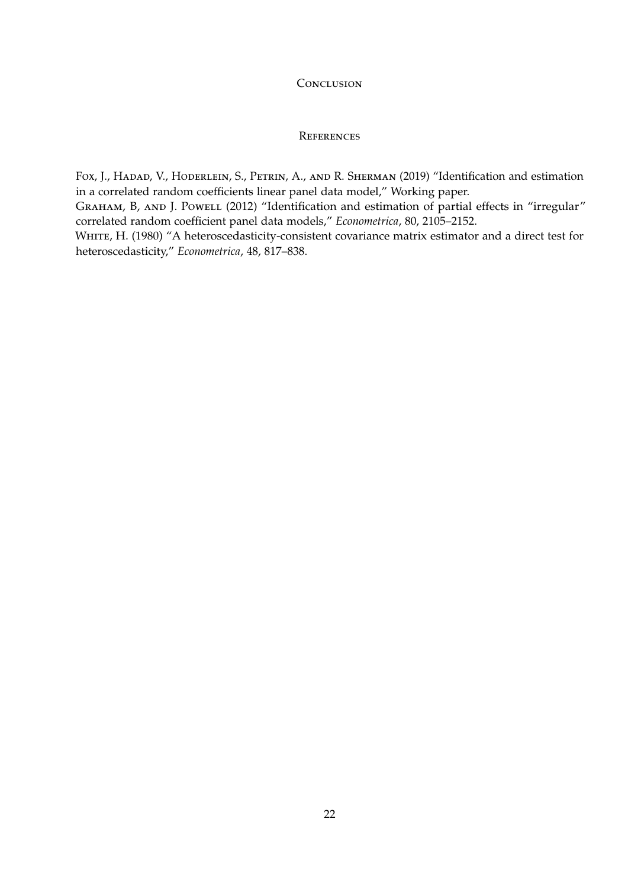## Conclusion

## References

Fox, J., Hadad, V., Hoderlein, S., Petrin, A., and R. Sherman (2019) "Identification and estimation in a correlated random coefficients linear panel data model," Working paper.

Graham, B, and J. Powell (2012) "Identification and estimation of partial effects in "irregular" correlated random coefficient panel data models," *Econometrica*, 80, 2105–2152.

White, H. (1980) "A heteroscedasticity-consistent covariance matrix estimator and a direct test for heteroscedasticity," *Econometrica*, 48, 817–838.